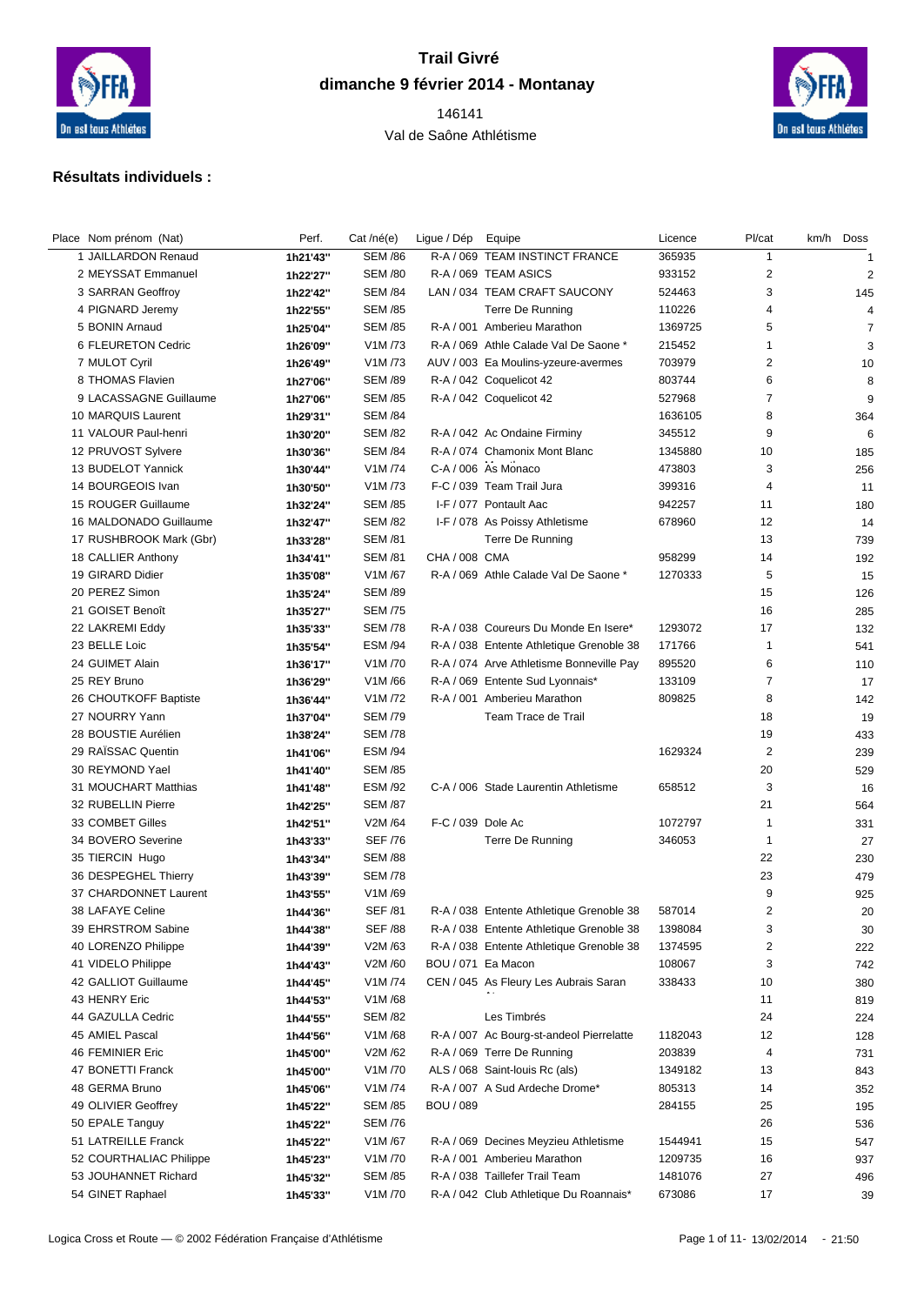# Trail Givré

## dimanche 9 février 2014 - Montanay

146141

Val de Saône Athlétisme

### Résultats individuels :

| Place | Nom prénom (Nat) | Perf. | Cat /né(e) | Ligue / Dép | Equipe | Licence | Pl/cat | km/h | Doss |
|---|---|---|---|---|---|---|---|---|---|
| 1 | JAILLARDON Renaud | 1h21'43'' | SEM /86 | R-A / 069 | TEAM INSTINCT FRANCE | 365935 | 1 | | 1 |
| 2 | MEYSSAT Emmanuel | 1h22'27'' | SEM /80 | R-A / 069 | TEAM ASICS | 933152 | 2 | | 2 |
| 3 | SARRAN Geoffroy | 1h22'42'' | SEM /84 | LAN / 034 | TEAM CRAFT SAUCONY | 524463 | 3 | | 145 |
| 4 | PIGNARD Jeremy | 1h22'55'' | SEM /85 | | Terre De Running | 110226 | 4 | | 4 |
| 5 | BONIN Arnaud | 1h25'04'' | SEM /85 | R-A / 001 | Amberieu Marathon | 1369725 | 5 | | 7 |
| 6 | FLEURETON Cedric | 1h26'09'' | V1M /73 | R-A / 069 | Athle Calade Val De Saone * | 215452 | 1 | | 3 |
| 7 | MULOT Cyril | 1h26'49'' | V1M /73 | AUV / 003 | Ea Moulins-yzeure-avermes | 703979 | 2 | | 10 |
| 8 | THOMAS Flavien | 1h27'06'' | SEM /89 | R-A / 042 | Coquelicot 42 | 803744 | 6 | | 8 |
| 9 | LACASSAGNE Guillaume | 1h27'06'' | SEM /85 | R-A / 042 | Coquelicot 42 | 527968 | 7 | | 9 |
| 10 | MARQUIS Laurent | 1h29'31'' | SEM /84 | | | 1636105 | 8 | | 364 |
| 11 | VALOUR Paul-henri | 1h30'20'' | SEM /82 | R-A / 042 | Ac Ondaine Firminy | 345512 | 9 | | 6 |
| 12 | PRUVOST Sylvere | 1h30'36'' | SEM /84 | R-A / 074 | Chamonix Mont Blanc | 1345880 | 10 | | 185 |
| 13 | BUDELOT Yannick | 1h30'44'' | V1M /74 | C-A / 006 | As Monaco | 473803 | 3 | | 256 |
| 14 | BOURGEOIS Ivan | 1h30'50'' | V1M /73 | F-C / 039 | Team Trail Jura | 399316 | 4 | | 11 |
| 15 | ROUGER Guillaume | 1h32'24'' | SEM /85 | I-F / 077 | Pontault Aac | 942257 | 11 | | 180 |
| 16 | MALDONADO Guillaume | 1h32'47'' | SEM /82 | I-F / 078 | As Poissy Athletisme | 678960 | 12 | | 14 |
| 17 | RUSHBROOK Mark (Gbr) | 1h33'28'' | SEM /81 | | Terre De Running | | 13 | | 739 |
| 18 | CALLIER Anthony | 1h34'41'' | SEM /81 | CHA / 008 | CMA | 958299 | 14 | | 192 |
| 19 | GIRARD Didier | 1h35'08'' | V1M /67 | R-A / 069 | Athle Calade Val De Saone * | 1270333 | 5 | | 15 |
| 20 | PEREZ Simon | 1h35'24'' | SEM /89 | | | | 15 | | 126 |
| 21 | GOISET Benoît | 1h35'27'' | SEM /75 | | | | 16 | | 285 |
| 22 | LAKREMI Eddy | 1h35'33'' | SEM /78 | R-A / 038 | Coureurs Du Monde En Isere* | 1293072 | 17 | | 132 |
| 23 | BELLE Loic | 1h35'54'' | ESM /94 | R-A / 038 | Entente Athletique Grenoble 38 | 171766 | 1 | | 541 |
| 24 | GUIMET Alain | 1h36'17'' | V1M /70 | R-A / 074 | Arve Athletisme Bonneville Pay | 895520 | 6 | | 110 |
| 25 | REY Bruno | 1h36'29'' | V1M /66 | R-A / 069 | Entente Sud Lyonnais* | 133109 | 7 | | 17 |
| 26 | CHOUTKOFF Baptiste | 1h36'44'' | V1M /72 | R-A / 001 | Amberieu Marathon | 809825 | 8 | | 142 |
| 27 | NOURRY Yann | 1h37'04'' | SEM /79 | | Team Trace de Trail | | 18 | | 19 |
| 28 | BOUSTIE Aurélien | 1h38'24'' | SEM /78 | | | | 19 | | 433 |
| 29 | RAÏSSAC Quentin | 1h41'06'' | ESM /94 | | | 1629324 | 2 | | 239 |
| 30 | REYMOND Yael | 1h41'40'' | SEM /85 | | | | 20 | | 529 |
| 31 | MOUCHART Matthias | 1h41'48'' | ESM /92 | C-A / 006 | Stade Laurentin Athletisme | 658512 | 3 | | 16 |
| 32 | RUBELLIN Pierre | 1h42'25'' | SEM /87 | | | | 21 | | 564 |
| 33 | COMBET Gilles | 1h42'51'' | V2M /64 | F-C / 039 | Dole Ac | 1072797 | 1 | | 331 |
| 34 | BOVERO Severine | 1h43'33'' | SEF /76 | | Terre De Running | 346053 | 1 | | 27 |
| 35 | TIERCIN Hugo | 1h43'34'' | SEM /88 | | | | 22 | | 230 |
| 36 | DESPEGHEL Thierry | 1h43'39'' | SEM /78 | | | | 23 | | 479 |
| 37 | CHARDONNET Laurent | 1h43'55'' | V1M /69 | | | | 9 | | 925 |
| 38 | LAFAYE Celine | 1h44'36'' | SEF /81 | R-A / 038 | Entente Athletique Grenoble 38 | 587014 | 2 | | 20 |
| 39 | EHRSTROM Sabine | 1h44'38'' | SEF /88 | R-A / 038 | Entente Athletique Grenoble 38 | 1398084 | 3 | | 30 |
| 40 | LORENZO Philippe | 1h44'39'' | V2M /63 | R-A / 038 | Entente Athletique Grenoble 38 | 1374595 | 2 | | 222 |
| 41 | VIDELO Philippe | 1h44'43'' | V2M /60 | BOU / 071 | Ea Macon | 108067 | 3 | | 742 |
| 42 | GALLIOT Guillaume | 1h44'45'' | V1M /74 | CEN / 045 | As Fleury Les Aubrais Saran | 338433 | 10 | | 380 |
| 43 | HENRY Eric | 1h44'53'' | V1M /68 | | | | 11 | | 819 |
| 44 | GAZULLA Cedric | 1h44'55'' | SEM /82 | | Les Timbrés | | 24 | | 224 |
| 45 | AMIEL Pascal | 1h44'56'' | V1M /68 | R-A / 007 | Ac Bourg-st-andeol Pierrelatte | 1182043 | 12 | | 128 |
| 46 | FEMINIER Eric | 1h45'00'' | V2M /62 | R-A / 069 | Terre De Running | 203839 | 4 | | 731 |
| 47 | BONETTI Franck | 1h45'00'' | V1M /70 | ALS / 068 | Saint-louis Rc (als) | 1349182 | 13 | | 843 |
| 48 | GERMA Bruno | 1h45'06'' | V1M /74 | R-A / 007 | A Sud Ardeche Drome* | 805313 | 14 | | 352 |
| 49 | OLIVIER Geoffrey | 1h45'22'' | SEM /85 | BOU / 089 | | 284155 | 25 | | 195 |
| 50 | EPALE Tanguy | 1h45'22'' | SEM /76 | | | | 26 | | 536 |
| 51 | LATREILLE Franck | 1h45'22'' | V1M /67 | R-A / 069 | Decines Meyzieu Athletisme | 1544941 | 15 | | 547 |
| 52 | COURTHALIAC Philippe | 1h45'23'' | V1M /70 | R-A / 001 | Amberieu Marathon | 1209735 | 16 | | 937 |
| 53 | JOUHANNET Richard | 1h45'32'' | SEM /85 | R-A / 038 | Taillefer Trail Team | 1481076 | 27 | | 496 |
| 54 | GINET Raphael | 1h45'33'' | V1M /70 | R-A / 042 | Club Athletique Du Roannais* | 673086 | 17 | | 39 |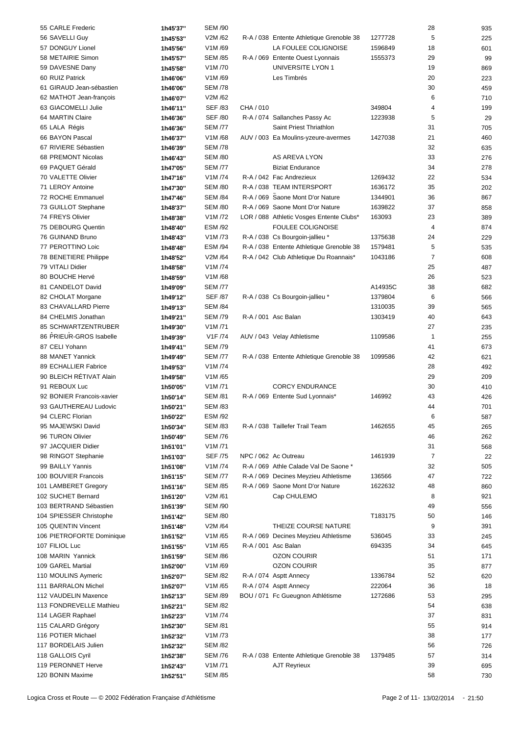| | | | | | | | |
|---|---|---|---|---|---|---|---|
| 55 CARLE Frederic | 1h45'37'' | SEM /90 | | | | 28 | 935 |
| 56 SAVELLI Guy | 1h45'53'' | V2M /62 | R-A / 038 | Entente Athletique Grenoble 38 | 1277728 | 5 | 225 |
| 57 DONGUY Lionel | 1h45'56'' | V1M /69 | | LA FOULEE COLIGNOISE | 1596849 | 18 | 601 |
| 58 METAIRIE Simon | 1h45'57'' | SEM /85 | R-A / 069 | Entente Ouest Lyonnais | 1555373 | 29 | 99 |
| 59 DAVESNE Dany | 1h45'58'' | V1M /70 | | UNIVERSITE LYON 1 | | 19 | 869 |
| 60 RUIZ Patrick | 1h46'06'' | V1M /69 | | Les Timbrés | | 20 | 223 |
| 61 GIRAUD Jean-sébastien | 1h46'06'' | SEM /78 | | | | 30 | 459 |
| 62 MATHOT Jean-françois | 1h46'07'' | V2M /62 | | | | 6 | 710 |
| 63 GIACOMELLI Julie | 1h46'11'' | SEF /83 | CHA / 010 | | 349804 | 4 | 199 |
| 64 MARTIN Claire | 1h46'36'' | SEF /80 | R-A / 074 | Sallanches Passy Ac | 1223938 | 5 | 29 |
| 65 LALA Régis | 1h46'36'' | SEM /77 | | Saint Priest Thriathlon | | 31 | 705 |
| 66 BAYON Pascal | 1h46'37'' | V1M /68 | AUV / 003 | Ea Moulins-yzeure-avermes | 1427038 | 21 | 460 |
| 67 RIVIERE Sébastien | 1h46'39'' | SEM /78 | | | | 32 | 635 |
| 68 PREMONT Nicolas | 1h46'43'' | SEM /80 | | AS AREVA LYON | | 33 | 276 |
| 69 PAQUET Gérald | 1h47'05'' | SEM /77 | | Biziat Endurance | | 34 | 278 |
| 70 VALETTE Olivier | 1h47'16'' | V1M /74 | R-A / 042 | Fac Andrezieux | 1269432 | 22 | 534 |
| 71 LEROY Antoine | 1h47'30'' | SEM /80 | R-A / 038 | TEAM INTERSPORT | 1636172 | 35 | 202 |
| 72 ROCHE Emmanuel | 1h47'46'' | SEM /84 | R-A / 069 | Saone Mont D'or Nature | 1344901 | 36 | 867 |
| 73 GUILLOT Stephane | 1h48'37'' | SEM /80 | R-A / 069 | Saone Mont D'or Nature | 1639822 | 37 | 858 |
| 74 FREYS Olivier | 1h48'38'' | V1M /72 | LOR / 088 | Athletic Vosges Entente Clubs* | 163093 | 23 | 389 |
| 75 DEBOURG Quentin | 1h48'40'' | ESM /92 | | FOULEE COLIGNOISE | | 4 | 874 |
| 76 GUINAND Bruno | 1h48'43'' | V1M /73 | R-A / 038 | Cs Bourgoin-jallieu * | 1375638 | 24 | 229 |
| 77 PEROTTINO Loic | 1h48'48'' | ESM /94 | R-A / 038 | Entente Athletique Grenoble 38 | 1579481 | 5 | 535 |
| 78 BENETIERE Philippe | 1h48'52'' | V2M /64 | R-A / 042 | Club Athletique Du Roannais* | 1043186 | 7 | 608 |
| 79 VITALI Didier | 1h48'58'' | V1M /74 | | | | 25 | 487 |
| 80 BOUCHE Hervé | 1h48'59'' | V1M /68 | | | | 26 | 523 |
| 81 CANDELOT David | 1h49'09'' | SEM /77 | | | A14935C | 38 | 682 |
| 82 CHOLAT Morgane | 1h49'12'' | SEF /87 | R-A / 038 | Cs Bourgoin-jallieu * | 1379804 | 6 | 566 |
| 83 CHAVALLARD Pierre | 1h49'13'' | SEM /84 | | | 1310035 | 39 | 565 |
| 84 CHELMIS Jonathan | 1h49'21'' | SEM /79 | R-A / 001 | Asc Balan | 1303419 | 40 | 643 |
| 85 SCHWARTZENTRUBER | 1h49'30'' | V1M /71 | | | | 27 | 235 |
| 86 PRIEUR-GROS Isabelle | 1h49'39'' | V1F /74 | AUV / 043 | Velay Athletisme | 1109586 | 1 | 255 |
| 87 CELI Yohann | 1h49'41'' | SEM /79 | | | | 41 | 673 |
| 88 MANET Yannick | 1h49'49'' | SEM /77 | R-A / 038 | Entente Athletique Grenoble 38 | 1099586 | 42 | 621 |
| 89 ECHALLIER Fabrice | 1h49'53'' | V1M /74 | | | | 28 | 492 |
| 90 BLEICH RÉTIVAT Alain | 1h49'58'' | V1M /65 | | | | 29 | 209 |
| 91 REBOUX Luc | 1h50'05'' | V1M /71 | | CORCY ENDURANCE | | 30 | 410 |
| 92 BONIER Francois-xavier | 1h50'14'' | SEM /81 | R-A / 069 | Entente Sud Lyonnais* | 146992 | 43 | 426 |
| 93 GAUTHEREAU Ludovic | 1h50'21'' | SEM /83 | | | | 44 | 701 |
| 94 CLERC Florian | 1h50'22'' | ESM /92 | | | | 6 | 587 |
| 95 MAJEWSKI David | 1h50'34'' | SEM /83 | R-A / 038 | Taillefer Trail Team | 1462655 | 45 | 265 |
| 96 TURON Olivier | 1h50'49'' | SEM /76 | | | | 46 | 262 |
| 97 JACQUIER Didier | 1h51'01'' | V1M /71 | | | | 31 | 568 |
| 98 RINGOT Stephanie | 1h51'03'' | SEF /75 | NPC / 062 | Ac Outreau | 1461939 | 7 | 22 |
| 99 BAILLY Yannis | 1h51'08'' | V1M /74 | R-A / 069 | Athle Calade Val De Saone * | | 32 | 505 |
| 100 BOUVIER Francois | 1h51'15'' | SEM /77 | R-A / 069 | Decines Meyzieu Athletisme | 136566 | 47 | 722 |
| 101 LAMBERET Gregory | 1h51'16'' | SEM /85 | R-A / 069 | Saone Mont D'or Nature | 1622632 | 48 | 860 |
| 102 SUCHET Bernard | 1h51'20'' | V2M /61 | | Cap CHULEMO | | 8 | 921 |
| 103 BERTRAND Sébastien | 1h51'39'' | SEM /90 | | | | 49 | 556 |
| 104 SPIESSER Christophe | 1h51'42'' | SEM /80 | | | T183175 | 50 | 146 |
| 105 QUENTIN Vincent | 1h51'48'' | V2M /64 | | THEIZE COURSE NATURE | | 9 | 391 |
| 106 PIETROFORTE Dominique | 1h51'52'' | V1M /65 | R-A / 069 | Decines Meyzieu Athletisme | 536045 | 33 | 245 |
| 107 FILIOL Luc | 1h51'55'' | V1M /65 | R-A / 001 | Asc Balan | 694335 | 34 | 645 |
| 108 MARIN Yannick | 1h51'59'' | SEM /86 | | OZON COURIR | | 51 | 171 |
| 109 GAREL Martial | 1h52'00'' | V1M /69 | | OZON COURIR | | 35 | 877 |
| 110 MOULINS Aymeric | 1h52'07'' | SEM /82 | R-A / 074 | Asptt Annecy | 1336784 | 52 | 620 |
| 111 BARRALON Michel | 1h52'07'' | V1M /65 | R-A / 074 | Asptt Annecy | 222064 | 36 | 18 |
| 112 VAUDELIN Maxence | 1h52'13'' | SEM /89 | BOU / 071 | Fc Gueugnon Athlétisme | 1272686 | 53 | 295 |
| 113 FONDREVELLE Mathieu | 1h52'21'' | SEM /82 | | | | 54 | 638 |
| 114 LAGER Raphael | 1h52'23'' | V1M /74 | | | | 37 | 831 |
| 115 CALARD Grégory | 1h52'30'' | SEM /81 | | | | 55 | 914 |
| 116 POTIER Michael | 1h52'32'' | V1M /73 | | | | 38 | 177 |
| 117 BORDELAIS Julien | 1h52'32'' | SEM /82 | | | | 56 | 726 |
| 118 GALLOIS Cyril | 1h52'38'' | SEM /76 | R-A / 038 | Entente Athletique Grenoble 38 | 1379485 | 57 | 314 |
| 119 PERONNET Herve | 1h52'43'' | V1M /71 | | AJT Reyrieux | | 39 | 695 |
| 120 BONIN Maxime | 1h52'51'' | SEM /85 | | | | 58 | 730 |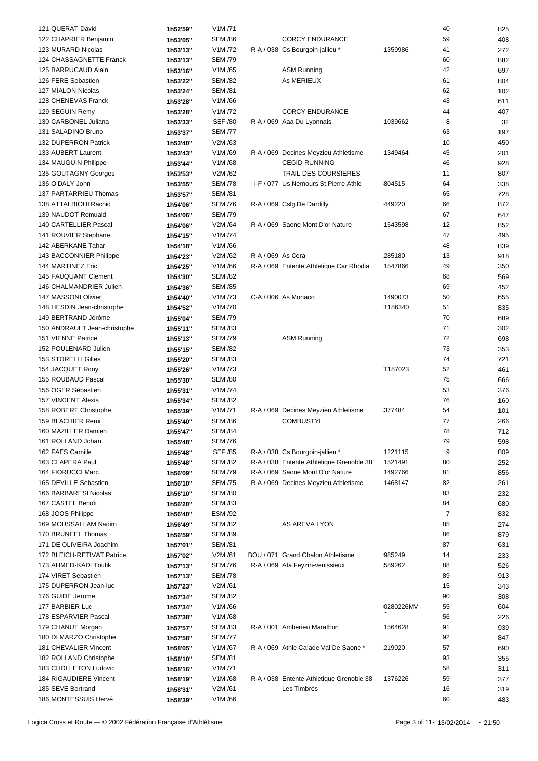| | | | | | | | |
|---|---|---|---|---|---|---|---|
| 121 QUERAT David | 1h52'59'' | V1M /71 | | | | 40 | 825 |
| 122 CHAPRIER Benjamin | 1h53'05'' | SEM /86 | | CORCY ENDURANCE | | 59 | 408 |
| 123 MURARD Nicolas | 1h53'13'' | V1M /72 | R-A / 038 | Cs Bourgoin-jallieu * | 1359986 | 41 | 272 |
| 124 CHASSAGNETTE Franck | 1h53'13'' | SEM /79 | | | | 60 | 882 |
| 125 BARRUCAUD Alain | 1h53'16'' | V1M /65 | | ASM Running | | 42 | 697 |
| 126 FERE Sebastien | 1h53'22'' | SEM /82 | | As MERIEUX | | 61 | 804 |
| 127 MIALON Nicolas | 1h53'24'' | SEM /81 | | | | 62 | 102 |
| 128 CHENEVAS Franck | 1h53'28'' | V1M /66 | | | | 43 | 611 |
| 129 SEGUIN Remy | 1h53'28'' | V1M /72 | | CORCY ENDURANCE | | 44 | 407 |
| 130 CARBONEL Juliana | 1h53'33'' | SEF /80 | R-A / 069 | Aaa Du Lyonnais | 1039662 | 8 | 32 |
| 131 SALADINO Bruno | 1h53'37'' | SEM /77 | | | | 63 | 197 |
| 132 DUPERRON Patrick | 1h53'40'' | V2M /63 | | | | 10 | 450 |
| 133 AUBERT Laurent | 1h53'43'' | V1M /69 | R-A / 069 | Decines Meyzieu Athletisme | 1349464 | 45 | 201 |
| 134 MAUGUIN Philippe | 1h53'44'' | V1M /68 | | CEGID RUNNING | | 46 | 928 |
| 135 GOUTAGNY Georges | 1h53'53'' | V2M /62 | | TRAIL DES COURSIERES | | 11 | 807 |
| 136 O'DALY John | 1h53'55'' | SEM /78 | I-F / 077 | Us Nemours St Pierre Athle | 804515 | 64 | 338 |
| 137 PARTARRIEU Thomas | 1h53'57'' | SEM /81 | | | | 65 | 728 |
| 138 ATTALBIOUI Rachid | 1h54'06'' | SEM /76 | R-A / 069 | Cslg De Dardilly | 449220 | 66 | 872 |
| 139 NAUDOT Romuald | 1h54'06'' | SEM /79 | | | | 67 | 647 |
| 140 CARTELLIER Pascal | 1h54'06'' | V2M /64 | R-A / 069 | Saone Mont D'or Nature | 1543598 | 12 | 852 |
| 141 ROUVIER Stephane | 1h54'15'' | V1M /74 | | | | 47 | 495 |
| 142 ABERKANE Tahar | 1h54'18'' | V1M /66 | | | | 48 | 839 |
| 143 BACCONNIER Philippe | 1h54'23'' | V2M /62 | R-A / 069 | As Cera | 285180 | 13 | 918 |
| 144 MARTINEZ Eric | 1h54'25'' | V1M /66 | R-A / 069 | Entente Athletique Car Rhodia | 1547866 | 49 | 350 |
| 145 FAUQUANT Clement | 1h54'30'' | SEM /82 | | | | 68 | 569 |
| 146 CHALMANDRIER Julien | 1h54'36'' | SEM /85 | | | | 69 | 452 |
| 147 MASSONI Olivier | 1h54'40'' | V1M /73 | C-A / 006 | As Monaco | 1490073 | 50 | 655 |
| 148 HESDIN Jean-christophe | 1h54'52'' | V1M /70 | | | T186340 | 51 | 835 |
| 149 BERTRAND Jérôme | 1h55'04'' | SEM /79 | | | | 70 | 689 |
| 150 ANDRAULT Jean-christophe | 1h55'11'' | SEM /83 | | | | 71 | 302 |
| 151 VIENNE Patrice | 1h55'13'' | SEM /79 | | ASM Running | | 72 | 698 |
| 152 POULENARD Julien | 1h55'15'' | SEM /82 | | | | 73 | 353 |
| 153 STORELLI Gilles | 1h55'20'' | SEM /83 | | | | 74 | 721 |
| 154 JACQUET Rony | 1h55'26'' | V1M /73 | | | T187023 | 52 | 461 |
| 155 ROUBAUD Pascal | 1h55'30'' | SEM /80 | | | | 75 | 666 |
| 156 OGER Sébastien | 1h55'31'' | V1M /74 | | | | 53 | 376 |
| 157 VINCENT Alexis | 1h55'34'' | SEM /82 | | | | 76 | 160 |
| 158 ROBERT Christophe | 1h55'39'' | V1M /71 | R-A / 069 | Decines Meyzieu Athletisme | 377484 | 54 | 101 |
| 159 BLACHIER Remi | 1h55'40'' | SEM /86 | | COMBUSTYL | | 77 | 266 |
| 160 MAZILLER Damien | 1h55'47'' | SEM /84 | | | | 78 | 712 |
| 161 ROLLAND Johan | 1h55'48'' | SEM /76 | | | | 79 | 598 |
| 162 FAES Camille | 1h55'48'' | SEF /85 | R-A / 038 | Cs Bourgoin-jallieu * | 1221115 | 9 | 809 |
| 163 CLAPERA Paul | 1h55'48'' | SEM /82 | R-A / 038 | Entente Athletique Grenoble 38 | 1521491 | 80 | 252 |
| 164 FIORUCCI Marc | 1h56'09'' | SEM /79 | R-A / 069 | Saone Mont D'or Nature | 1492766 | 81 | 856 |
| 165 DEVILLE Sebastien | 1h56'10'' | SEM /75 | R-A / 069 | Decines Meyzieu Athletisme | 1468147 | 82 | 261 |
| 166 BARBARESI Nicolas | 1h56'10'' | SEM /80 | | | | 83 | 232 |
| 167 CASTEL Benoît | 1h56'20'' | SEM /83 | | | | 84 | 680 |
| 168 JOOS Philippe | 1h56'40'' | ESM /92 | | | | 7 | 832 |
| 169 MOUSSALLAM Nadim | 1h56'49'' | SEM /82 | | AS AREVA LYON | | 85 | 274 |
| 170 BRUNEEL Thomas | 1h56'59'' | SEM /89 | | | | 86 | 879 |
| 171 DE OLIVEIRA Joachim | 1h57'01'' | SEM /81 | | | | 87 | 631 |
| 172 BLEICH-RETIVAT Patrice | 1h57'02'' | V2M /61 | BOU / 071 | Grand Chalon Athletisme | 985249 | 14 | 233 |
| 173 AHMED-KADI Toufik | 1h57'13'' | SEM /76 | R-A / 069 | Afa Feyzin-venissieux | 589262 | 88 | 526 |
| 174 VIRET Sebastien | 1h57'13'' | SEM /78 | | | | 89 | 913 |
| 175 DUPERRON Jean-luc | 1h57'23'' | V2M /61 | | | | 15 | 343 |
| 176 GUIDE Jerome | 1h57'34'' | SEM /82 | | | | 90 | 308 |
| 177 BARBIER Luc | 1h57'34'' | V1M /66 | | | 0280226MV | 55 | 604 |
| 178 ESPARVIER Pascal | 1h57'38'' | V1M /68 | | | | 56 | 226 |
| 179 CHANUT Morgan | 1h57'57'' | SEM /83 | R-A / 001 | Amberieu Marathon | 1564628 | 91 | 939 |
| 180 DI MARZO Christophe | 1h57'58'' | SEM /77 | | | | 92 | 847 |
| 181 CHEVALIER Vincent | 1h58'05'' | V1M /67 | R-A / 069 | Athle Calade Val De Saone * | 219020 | 57 | 690 |
| 182 ROLLAND Christophe | 1h58'10'' | SEM /81 | | | | 93 | 355 |
| 183 CHOLLETON Ludovic | 1h58'16'' | V1M /71 | | | | 58 | 311 |
| 184 RIGAUDIERE Vincent | 1h58'19'' | V1M /68 | R-A / 038 | Entente Athletique Grenoble 38 | 1376226 | 59 | 377 |
| 185 SEVE Bertrand | 1h58'31'' | V2M /61 | | Les Timbrés | | 16 | 319 |
| 186 MONTESSUIS Hervé | 1h58'39'' | V1M /66 | | | | 60 | 483 |

Logica Cross et Route — © 2002 Fédération Française d'Athlétisme — 13/02/2014 - 21:50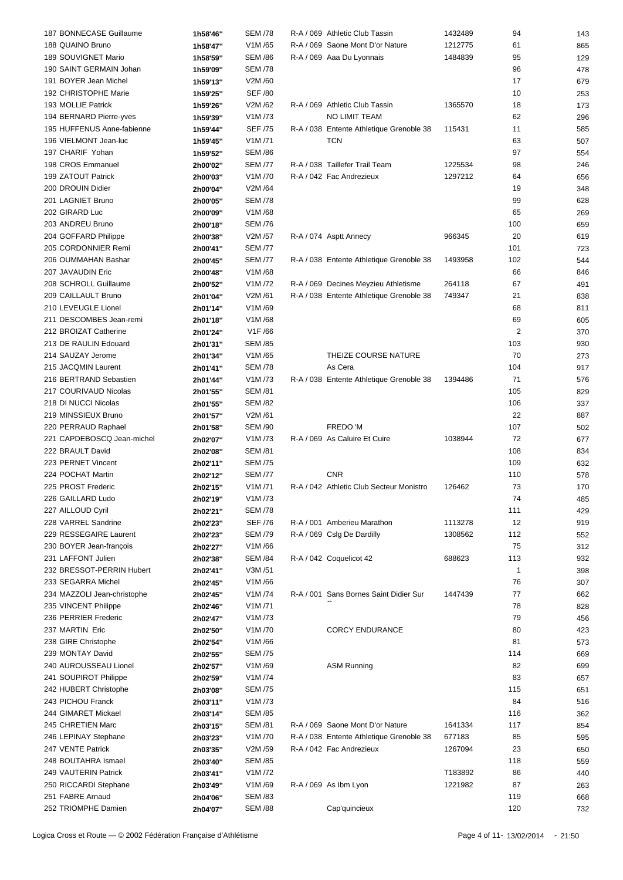| Rang | Nom | Temps | Cat. | Club | Licence | Rang cat. | Dossard |
|---|---|---|---|---|---|---|---|
| 187 | BONNECASE Guillaume | 1h58'46'' | SEM /78 | R-A / 069 Athletic Club Tassin | 1432489 | 94 | 143 |
| 188 | QUAINO Bruno | 1h58'47'' | V1M /65 | R-A / 069 Saone Mont D'or Nature | 1212775 | 61 | 865 |
| 189 | SOUVIGNET Mario | 1h58'59'' | SEM /86 | R-A / 069 Aaa Du Lyonnais | 1484839 | 95 | 129 |
| 190 | SAINT GERMAIN Johan | 1h59'09'' | SEM /78 | | | 96 | 478 |
| 191 | BOYER Jean Michel | 1h59'13'' | V2M /60 | | | 17 | 679 |
| 192 | CHRISTOPHE Marie | 1h59'25'' | SEF /80 | | | 10 | 253 |
| 193 | MOLLIE Patrick | 1h59'26'' | V2M /62 | R-A / 069 Athletic Club Tassin | 1365570 | 18 | 173 |
| 194 | BERNARD Pierre-yves | 1h59'39'' | V1M /73 | NO LIMIT TEAM | | 62 | 296 |
| 195 | HUFFENUS Anne-fabienne | 1h59'44'' | SEF /75 | R-A / 038 Entente Athletique Grenoble 38 | 115431 | 11 | 585 |
| 196 | VIELMONT Jean-luc | 1h59'45'' | V1M /71 | TCN | | 63 | 507 |
| 197 | CHARIF Yohan | 1h59'52'' | SEM /86 | | | 97 | 554 |
| 198 | CROS Emmanuel | 2h00'02'' | SEM /77 | R-A / 038 Taillefer Trail Team | 1225534 | 98 | 246 |
| 199 | ZATOUT Patrick | 2h00'03'' | V1M /70 | R-A / 042 Fac Andrezieux | 1297212 | 64 | 656 |
| 200 | DROUIN Didier | 2h00'04'' | V2M /64 | | | 19 | 348 |
| 201 | LAGNIET Bruno | 2h00'05'' | SEM /78 | | | 99 | 628 |
| 202 | GIRARD Luc | 2h00'09'' | V1M /68 | | | 65 | 269 |
| 203 | ANDREU Bruno | 2h00'18'' | SEM /76 | | | 100 | 659 |
| 204 | GOFFARD Philippe | 2h00'38'' | V2M /57 | R-A / 074 Asptt Annecy | 966345 | 20 | 619 |
| 205 | CORDONNIER Remi | 2h00'41'' | SEM /77 | | | 101 | 723 |
| 206 | OUMMAHAN Bashar | 2h00'45'' | SEM /77 | R-A / 038 Entente Athletique Grenoble 38 | 1493958 | 102 | 544 |
| 207 | JAVAUDIN Eric | 2h00'48'' | V1M /68 | | | 66 | 846 |
| 208 | SCHROLL Guillaume | 2h00'52'' | V1M /72 | R-A / 069 Decines Meyzieu Athletisme | 264118 | 67 | 491 |
| 209 | CAILLAULT Bruno | 2h01'04'' | V2M /61 | R-A / 038 Entente Athletique Grenoble 38 | 749347 | 21 | 838 |
| 210 | LEVEUGLE Lionel | 2h01'14'' | V1M /69 | | | 68 | 811 |
| 211 | DESCOMBES Jean-remi | 2h01'18'' | V1M /68 | | | 69 | 605 |
| 212 | BROIZAT Catherine | 2h01'24'' | V1F /66 | | | 2 | 370 |
| 213 | DE RAULIN Edouard | 2h01'31'' | SEM /85 | | | 103 | 930 |
| 214 | SAUZAY Jerome | 2h01'34'' | V1M /65 | THEIZE COURSE NATURE | | 70 | 273 |
| 215 | JACQMIN Laurent | 2h01'41'' | SEM /78 | As Cera | | 104 | 917 |
| 216 | BERTRAND Sebastien | 2h01'44'' | V1M /73 | R-A / 038 Entente Athletique Grenoble 38 | 1394486 | 71 | 576 |
| 217 | COURIVAUD Nicolas | 2h01'55'' | SEM /81 | | | 105 | 829 |
| 218 | DI NUCCI Nicolas | 2h01'55'' | SEM /82 | | | 106 | 337 |
| 219 | MINSSIEUX Bruno | 2h01'57'' | V2M /61 | | | 22 | 887 |
| 220 | PERRAUD Raphael | 2h01'58'' | SEM /90 | FREDO 'M | | 107 | 502 |
| 221 | CAPDEBOSCQ Jean-michel | 2h02'07'' | V1M /73 | R-A / 069 As Caluire Et Cuire | 1038944 | 72 | 677 |
| 222 | BRAULT David | 2h02'08'' | SEM /81 | | | 108 | 834 |
| 223 | PERNET Vincent | 2h02'11'' | SEM /75 | | | 109 | 632 |
| 224 | POCHAT Martin | 2h02'12'' | SEM /77 | CNR | | 110 | 578 |
| 225 | PROST Frederic | 2h02'15'' | V1M /71 | R-A / 042 Athletic Club Secteur Monistro | 126462 | 73 | 170 |
| 226 | GAILLARD Ludo | 2h02'19'' | V1M /73 | | | 74 | 485 |
| 227 | AILLOUD Cyril | 2h02'21'' | SEM /78 | | | 111 | 429 |
| 228 | VARREL Sandrine | 2h02'23'' | SEF /76 | R-A / 001 Amberieu Marathon | 1113278 | 12 | 919 |
| 229 | RESSEGAIRE Laurent | 2h02'23'' | SEM /79 | R-A / 069 Cslg De Dardilly | 1308562 | 112 | 552 |
| 230 | BOYER Jean-françois | 2h02'27'' | V1M /66 | | | 75 | 312 |
| 231 | LAFFONT Julien | 2h02'38'' | SEM /84 | R-A / 042 Coquelicot 42 | 688623 | 113 | 932 |
| 232 | BRESSOT-PERRIN Hubert | 2h02'41'' | V3M /51 | | | 1 | 398 |
| 233 | SEGARRA Michel | 2h02'45'' | V1M /66 | | | 76 | 307 |
| 234 | MAZZOLI Jean-christophe | 2h02'45'' | V1M /74 | R-A / 001 Sans Bornes Saint Didier Sur C | 1447439 | 77 | 662 |
| 235 | VINCENT Philippe | 2h02'46'' | V1M /71 | | | 78 | 828 |
| 236 | PERRIER Frederic | 2h02'47'' | V1M /73 | | | 79 | 456 |
| 237 | MARTIN Eric | 2h02'50'' | V1M /70 | CORCY ENDURANCE | | 80 | 423 |
| 238 | GIRE Christophe | 2h02'54'' | V1M /66 | | | 81 | 573 |
| 239 | MONTAY David | 2h02'55'' | SEM /75 | | | 114 | 669 |
| 240 | AUROUSSEAU Lionel | 2h02'57'' | V1M /69 | ASM Running | | 82 | 699 |
| 241 | SOUPIROT Philippe | 2h02'59'' | V1M /74 | | | 83 | 657 |
| 242 | HUBERT Christophe | 2h03'08'' | SEM /75 | | | 115 | 651 |
| 243 | PICHOU Franck | 2h03'11'' | V1M /73 | | | 84 | 516 |
| 244 | GIMARET Mickael | 2h03'14'' | SEM /85 | | | 116 | 362 |
| 245 | CHRETIEN Marc | 2h03'15'' | SEM /81 | R-A / 069 Saone Mont D'or Nature | 1641334 | 117 | 854 |
| 246 | LEPINAY Stephane | 2h03'23'' | V1M /70 | R-A / 038 Entente Athletique Grenoble 38 | 677183 | 85 | 595 |
| 247 | VENTE Patrick | 2h03'35'' | V2M /59 | R-A / 042 Fac Andrezieux | 1267094 | 23 | 650 |
| 248 | BOUTAHRA Ismael | 2h03'40'' | SEM /85 | | | 118 | 559 |
| 249 | VAUTERIN Patrick | 2h03'41'' | V1M /72 | | T183892 | 86 | 440 |
| 250 | RICCARDI Stephane | 2h03'49'' | V1M /69 | R-A / 069 As Ibm Lyon | 1221982 | 87 | 263 |
| 251 | FABRE Arnaud | 2h04'06'' | SEM /83 | | | 119 | 668 |
| 252 | TRIOMPHE Damien | 2h04'07'' | SEM /88 | Cap'quincieux | | 120 | 732 |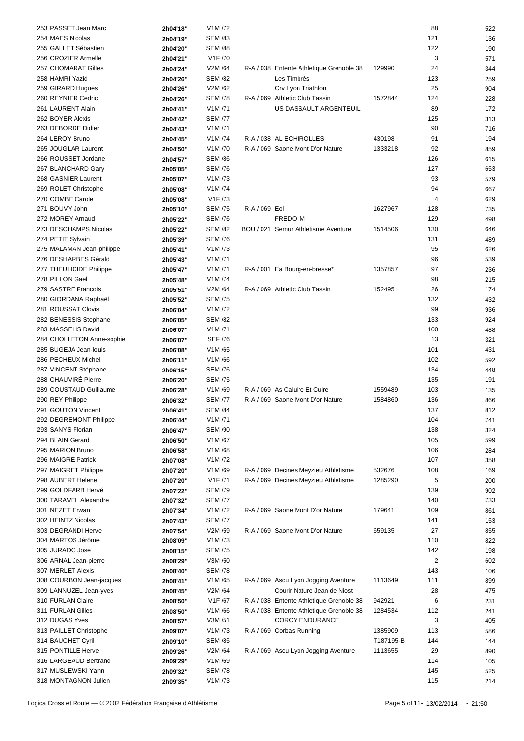| | | | | | | | |
|---|---|---|---|---|---|---|---|
| 253 PASSET Jean Marc | 2h04'18'' | V1M /72 | | | | 88 | 522 |
| 254 MAES Nicolas | 2h04'19'' | SEM /83 | | | | 121 | 136 |
| 255 GALLET Sébastien | 2h04'20'' | SEM /88 | | | | 122 | 190 |
| 256 CROZIER Armelle | 2h04'21'' | V1F /70 | | | | 3 | 571 |
| 257 CHOMARAT Gilles | 2h04'24'' | V2M /64 | R-A / 038 | Entente Athletique Grenoble 38 | 129990 | 24 | 344 |
| 258 HAMRI Yazid | 2h04'26'' | SEM /82 | | Les Timbrés | | 123 | 259 |
| 259 GIRARD Hugues | 2h04'26'' | V2M /62 | | Crv Lyon Triathlon | | 25 | 904 |
| 260 REYNIER Cedric | 2h04'26'' | SEM /78 | R-A / 069 | Athletic Club Tassin | 1572844 | 124 | 228 |
| 261 LAURENT Alain | 2h04'41'' | V1M /71 | | US DASSAULT ARGENTEUIL | | 89 | 172 |
| 262 BOYER Alexis | 2h04'42'' | SEM /77 | | | | 125 | 313 |
| 263 DEBORDE Didier | 2h04'43'' | V1M /71 | | | | 90 | 716 |
| 264 LEROY Bruno | 2h04'45'' | V1M /74 | R-A / 038 | AL ECHIROLLES | 430198 | 91 | 194 |
| 265 JOUGLAR Laurent | 2h04'50'' | V1M /70 | R-A / 069 | Saone Mont D'or Nature | 1333218 | 92 | 859 |
| 266 ROUSSET Jordane | 2h04'57'' | SEM /86 | | | | 126 | 615 |
| 267 BLANCHARD Gary | 2h05'05'' | SEM /76 | | | | 127 | 653 |
| 268 GASNIER Laurent | 2h05'07'' | V1M /73 | | | | 93 | 579 |
| 269 ROLET Christophe | 2h05'08'' | V1M /74 | | | | 94 | 667 |
| 270 COMBE Carole | 2h05'08'' | V1F /73 | | | | 4 | 629 |
| 271 BOUVY John | 2h05'10'' | SEM /75 | R-A / 069 | Eol | 1627967 | 128 | 735 |
| 272 MOREY Arnaud | 2h05'22'' | SEM /76 | | FREDO 'M | | 129 | 498 |
| 273 DESCHAMPS Nicolas | 2h05'22'' | SEM /82 | BOU / 021 | Semur Athletisme Aventure | 1514506 | 130 | 646 |
| 274 PETIT Sylvain | 2h05'39'' | SEM /76 | | | | 131 | 489 |
| 275 MALAMAN Jean-philippe | 2h05'41'' | V1M /73 | | | | 95 | 626 |
| 276 DESHARBES Gérald | 2h05'43'' | V1M /71 | | | | 96 | 539 |
| 277 THEULICIDE Philippe | 2h05'47'' | V1M /71 | R-A / 001 | Ea Bourg-en-bresse* | 1357857 | 97 | 236 |
| 278 PILLON Gael | 2h05'48'' | V1M /74 | | | | 98 | 215 |
| 279 SASTRE Francois | 2h05'51'' | V2M /64 | R-A / 069 | Athletic Club Tassin | 152495 | 26 | 174 |
| 280 GIORDANA Raphaël | 2h05'52'' | SEM /75 | | | | 132 | 432 |
| 281 ROUSSAT Clovis | 2h06'04'' | V1M /72 | | | | 99 | 936 |
| 282 BENESSIS Stephane | 2h06'05'' | SEM /82 | | | | 133 | 924 |
| 283 MASSELIS David | 2h06'07'' | V1M /71 | | | | 100 | 488 |
| 284 CHOLLETON Anne-sophie | 2h06'07'' | SEF /76 | | | | 13 | 321 |
| 285 BUGEJA Jean-louis | 2h06'08'' | V1M /65 | | | | 101 | 431 |
| 286 PECHEUX Michel | 2h06'11'' | V1M /66 | | | | 102 | 592 |
| 287 VINCENT Stéphane | 2h06'15'' | SEM /76 | | | | 134 | 448 |
| 288 CHAUVIRÉ Pierre | 2h06'20'' | SEM /75 | | | | 135 | 191 |
| 289 COUSTAUD Guillaume | 2h06'28'' | V1M /69 | R-A / 069 | As Caluire Et Cuire | 1559489 | 103 | 135 |
| 290 REY Philippe | 2h06'32'' | SEM /77 | R-A / 069 | Saone Mont D'or Nature | 1584860 | 136 | 866 |
| 291 GOUTON Vincent | 2h06'41'' | SEM /84 | | | | 137 | 812 |
| 292 DEGREMONT Philippe | 2h06'44'' | V1M /71 | | | | 104 | 741 |
| 293 SANYS Florian | 2h06'47'' | SEM /90 | | | | 138 | 324 |
| 294 BLAIN Gerard | 2h06'50'' | V1M /67 | | | | 105 | 599 |
| 295 MARION Bruno | 2h06'58'' | V1M /68 | | | | 106 | 284 |
| 296 MAIGRE Patrick | 2h07'08'' | V1M /72 | | | | 107 | 358 |
| 297 MAIGRET Philippe | 2h07'20'' | V1M /69 | R-A / 069 | Decines Meyzieu Athletisme | 532676 | 108 | 169 |
| 298 AUBERT Helene | 2h07'20'' | V1F /71 | R-A / 069 | Decines Meyzieu Athletisme | 1285290 | 5 | 200 |
| 299 GOLDFARB Hervé | 2h07'22'' | SEM /79 | | | | 139 | 902 |
| 300 TARAVEL Alexandre | 2h07'32'' | SEM /77 | | | | 140 | 733 |
| 301 NEZET Erwan | 2h07'34'' | V1M /72 | R-A / 069 | Saone Mont D'or Nature | 179641 | 109 | 861 |
| 302 HEINTZ Nicolas | 2h07'43'' | SEM /77 | | | | 141 | 153 |
| 303 DEGRANDI Herve | 2h07'54'' | V2M /59 | R-A / 069 | Saone Mont D'or Nature | 659135 | 27 | 855 |
| 304 MARTOS Jérôme | 2h08'09'' | V1M /73 | | | | 110 | 822 |
| 305 JURADO Jose | 2h08'15'' | SEM /75 | | | | 142 | 198 |
| 306 ARNAL Jean-pierre | 2h08'29'' | V3M /50 | | | | 2 | 602 |
| 307 MERLET Alexis | 2h08'40'' | SEM /78 | | | | 143 | 106 |
| 308 COURBON Jean-jacques | 2h08'41'' | V1M /65 | R-A / 069 | Ascu Lyon Jogging Aventure | 1113649 | 111 | 899 |
| 309 LANNUZEL Jean-yves | 2h08'45'' | V2M /64 | | Courir Nature Jean de Niost | | 28 | 475 |
| 310 FURLAN Claire | 2h08'50'' | V1F /67 | R-A / 038 | Entente Athletique Grenoble 38 | 942921 | 6 | 231 |
| 311 FURLAN Gilles | 2h08'50'' | V1M /66 | R-A / 038 | Entente Athletique Grenoble 38 | 1284534 | 112 | 241 |
| 312 DUGAS Yves | 2h08'57'' | V3M /51 | | CORCY ENDURANCE | | 3 | 405 |
| 313 PAILLET Christophe | 2h09'07'' | V1M /73 | R-A / 069 | Corbas Running | 1385909 | 113 | 586 |
| 314 BAUCHET Cyril | 2h09'10'' | SEM /85 | | | T187195-B | 144 | 144 |
| 315 PONTILLE Herve | 2h09'26'' | V2M /64 | R-A / 069 | Ascu Lyon Jogging Aventure | 1113655 | 29 | 890 |
| 316 LARGEAUD Bertrand | 2h09'29'' | V1M /69 | | | | 114 | 105 |
| 317 MUSLEWSKI Yann | 2h09'32'' | SEM /78 | | | | 145 | 525 |
| 318 MONTAGNON Julien | 2h09'35'' | V1M /73 | | | | 115 | 214 |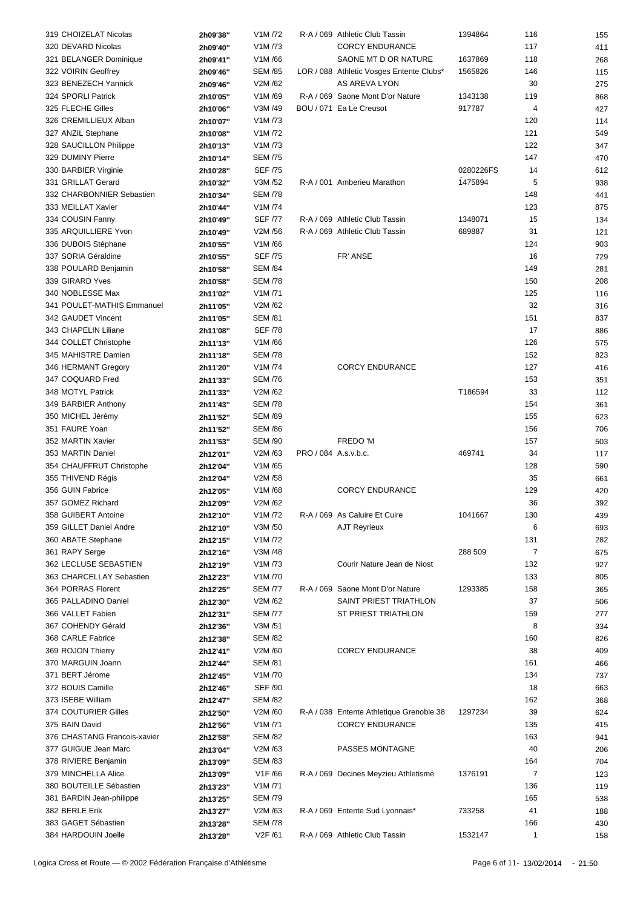| | | | | | | | |
|---|---|---|---|---|---|---|---|
| 319 CHOIZELAT Nicolas | 2h09'38'' | V1M /72 | R-A / 069 | Athletic Club Tassin | 1394864 | 116 | 155 |
| 320 DEVARD Nicolas | 2h09'40'' | V1M /73 | | CORCY ENDURANCE | | 117 | 411 |
| 321 BELANGER Dominique | 2h09'41'' | V1M /66 | | SAONE MT D OR NATURE | 1637869 | 118 | 268 |
| 322 VOIRIN Geoffrey | 2h09'46'' | SEM /85 | LOR / 088 | Athletic Vosges Entente Clubs* | 1565826 | 146 | 115 |
| 323 BENEZECH Yannick | 2h09'46'' | V2M /62 | | AS AREVA LYON | | 30 | 275 |
| 324 SPORLI Patrick | 2h10'05'' | V1M /69 | R-A / 069 | Saone Mont D'or Nature | 1343138 | 119 | 868 |
| 325 FLECHE Gilles | 2h10'06'' | V3M /49 | BOU / 071 | Ea Le Creusot | 917787 | 4 | 427 |
| 326 CREMILLIEUX Alban | 2h10'07'' | V1M /73 | | | | 120 | 114 |
| 327 ANZIL Stephane | 2h10'08'' | V1M /72 | | | | 121 | 549 |
| 328 SAUCILLON Philippe | 2h10'13'' | V1M /73 | | | | 122 | 347 |
| 329 DUMINY Pierre | 2h10'14'' | SEM /75 | | | | 147 | 470 |
| 330 BARBIER Virginie | 2h10'28'' | SEF /75 | | | 0280226FS | 14 | 612 |
| 331 GRILLAT Gerard | 2h10'32'' | V3M /52 | R-A / 001 | Amberieu Marathon | 1475894 | 5 | 938 |
| 332 CHARBONNIER Sebastien | 2h10'34'' | SEM /78 | | | | 148 | 441 |
| 333 MEILLAT Xavier | 2h10'44'' | V1M /74 | | | | 123 | 875 |
| 334 COUSIN Fanny | 2h10'49'' | SEF /77 | R-A / 069 | Athletic Club Tassin | 1348071 | 15 | 134 |
| 335 ARQUILLIERE Yvon | 2h10'49'' | V2M /56 | R-A / 069 | Athletic Club Tassin | 689887 | 31 | 121 |
| 336 DUBOIS Stéphane | 2h10'55'' | V1M /66 | | | | 124 | 903 |
| 337 SORIA Géraldine | 2h10'55'' | SEF /75 | | FR' ANSE | | 16 | 729 |
| 338 POULARD Benjamin | 2h10'58'' | SEM /84 | | | | 149 | 281 |
| 339 GIRARD Yves | 2h10'58'' | SEM /78 | | | | 150 | 208 |
| 340 NOBLESSE Max | 2h11'02'' | V1M /71 | | | | 125 | 116 |
| 341 POULET-MATHIS Emmanuel | 2h11'05'' | V2M /62 | | | | 32 | 316 |
| 342 GAUDET Vincent | 2h11'05'' | SEM /81 | | | | 151 | 837 |
| 343 CHAPELIN Liliane | 2h11'08'' | SEF /78 | | | | 17 | 886 |
| 344 COLLET Christophe | 2h11'13'' | V1M /66 | | | | 126 | 575 |
| 345 MAHISTRE Damien | 2h11'18'' | SEM /78 | | | | 152 | 823 |
| 346 HERMANT Gregory | 2h11'20'' | V1M /74 | | CORCY ENDURANCE | | 127 | 416 |
| 347 COQUARD Fred | 2h11'33'' | SEM /76 | | | | 153 | 351 |
| 348 MOTYL Patrick | 2h11'33'' | V2M /62 | | | T186594 | 33 | 112 |
| 349 BARBIER Anthony | 2h11'43'' | SEM /78 | | | | 154 | 361 |
| 350 MICHEL Jérémy | 2h11'52'' | SEM /89 | | | | 155 | 623 |
| 351 FAURE Yoan | 2h11'52'' | SEM /86 | | | | 156 | 706 |
| 352 MARTIN Xavier | 2h11'53'' | SEM /90 | | FREDO 'M | | 157 | 503 |
| 353 MARTIN Daniel | 2h12'01'' | V2M /63 | PRO / 084 | A.s.v.b.c. | 469741 | 34 | 117 |
| 354 CHAUFFRUT Christophe | 2h12'04'' | V1M /65 | | | | 128 | 590 |
| 355 THIVEND Régis | 2h12'04'' | V2M /58 | | | | 35 | 661 |
| 356 GUIN Fabrice | 2h12'05'' | V1M /68 | | CORCY ENDURANCE | | 129 | 420 |
| 357 GOMEZ Richard | 2h12'09'' | V2M /62 | | | | 36 | 392 |
| 358 GUIBERT Antoine | 2h12'10'' | V1M /72 | R-A / 069 | As Caluire Et Cuire | 1041667 | 130 | 439 |
| 359 GILLET Daniel Andre | 2h12'10'' | V3M /50 | | AJT Reyrieux | | 6 | 693 |
| 360 ABATE Stephane | 2h12'15'' | V1M /72 | | | | 131 | 282 |
| 361 RAPY Serge | 2h12'16'' | V3M /48 | | | 288 509 | 7 | 675 |
| 362 LECLUSE SEBASTIEN | 2h12'19'' | V1M /73 | | Courir Nature Jean de Niost | | 132 | 927 |
| 363 CHARCELLAY Sebastien | 2h12'23'' | V1M /70 | | | | 133 | 805 |
| 364 PORRAS Florent | 2h12'25'' | SEM /77 | R-A / 069 | Saone Mont D'or Nature | 1293385 | 158 | 365 |
| 365 PALLADINO Daniel | 2h12'30'' | V2M /62 | | SAINT PRIEST TRIATHLON | | 37 | 506 |
| 366 VALLET Fabien | 2h12'31'' | SEM /77 | | ST PRIEST TRIATHLON | | 159 | 277 |
| 367 COHENDY Gérald | 2h12'36'' | V3M /51 | | | | 8 | 334 |
| 368 CARLE Fabrice | 2h12'38'' | SEM /82 | | | | 160 | 826 |
| 369 ROJON Thierry | 2h12'41'' | V2M /60 | | CORCY ENDURANCE | | 38 | 409 |
| 370 MARGUIN Joann | 2h12'44'' | SEM /81 | | | | 161 | 466 |
| 371 BERT Jérome | 2h12'45'' | V1M /70 | | | | 134 | 737 |
| 372 BOUIS Camille | 2h12'46'' | SEF /90 | | | | 18 | 663 |
| 373 ISEBE William | 2h12'47'' | SEM /82 | | | | 162 | 368 |
| 374 COUTURIER Gilles | 2h12'50'' | V2M /60 | R-A / 038 | Entente Athletique Grenoble 38 | 1297234 | 39 | 624 |
| 375 BAIN David | 2h12'56'' | V1M /71 | | CORCY ENDURANCE | | 135 | 415 |
| 376 CHASTANG Francois-xavier | 2h12'58'' | SEM /82 | | | | 163 | 941 |
| 377 GUIGUE Jean Marc | 2h13'04'' | V2M /63 | | PASSES MONTAGNE | | 40 | 206 |
| 378 RIVIERE Benjamin | 2h13'09'' | SEM /83 | | | | 164 | 704 |
| 379 MINCHELLA Alice | 2h13'09'' | V1F /66 | R-A / 069 | Decines Meyzieu Athletisme | 1376191 | 7 | 123 |
| 380 BOUTEILLE Sébastien | 2h13'23'' | V1M /71 | | | | 136 | 119 |
| 381 BARDIN Jean-philippe | 2h13'25'' | SEM /79 | | | | 165 | 538 |
| 382 BERLE Erik | 2h13'27'' | V2M /63 | R-A / 069 | Entente Sud Lyonnais* | 733258 | 41 | 188 |
| 383 GAGET Sébastien | 2h13'28'' | SEM /78 | | | | 166 | 430 |
| 384 HARDOUIN Joelle | 2h13'28'' | V2F /61 | R-A / 069 | Athletic Club Tassin | 1532147 | 1 | 158 |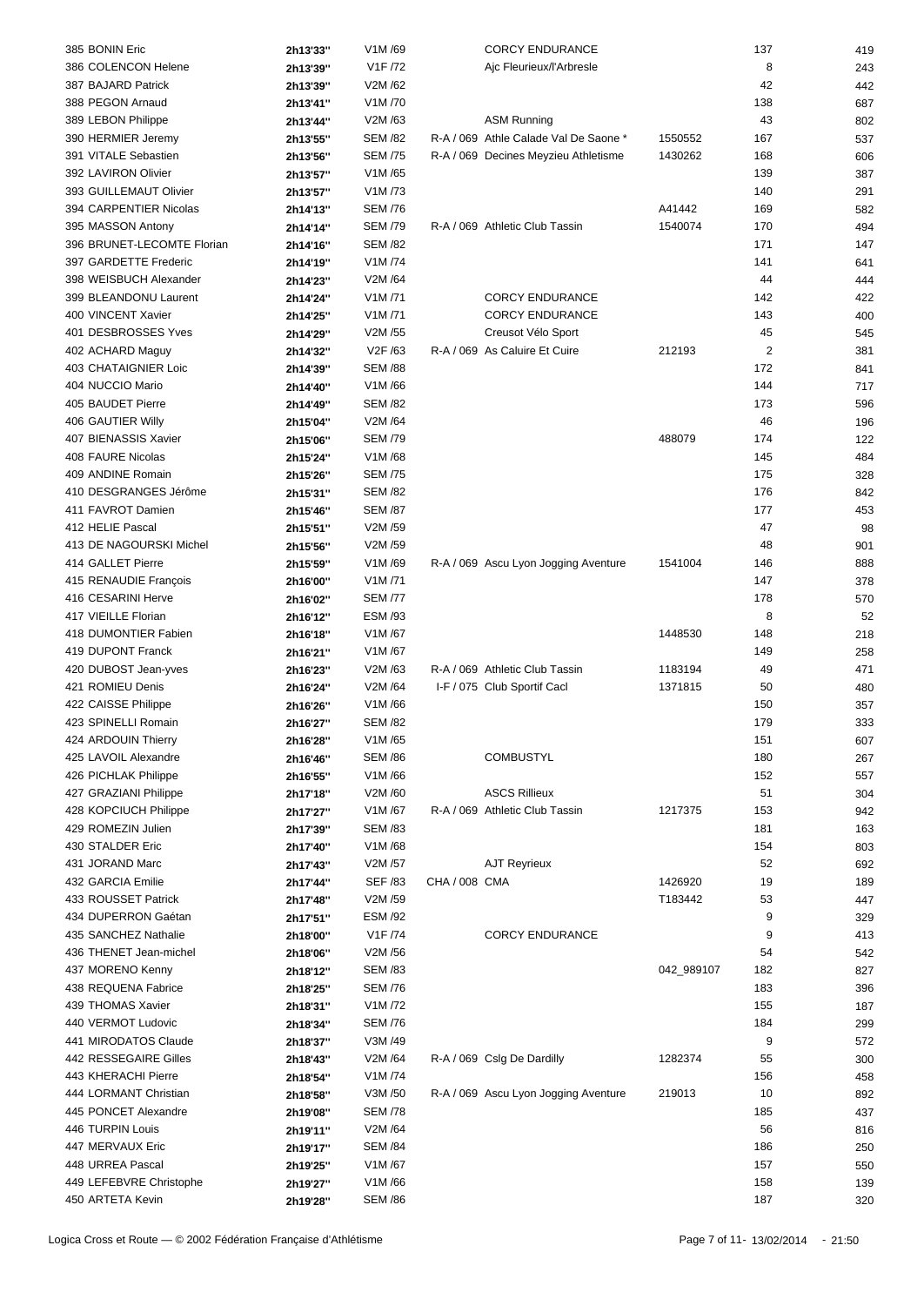| | | | | | | | |
|---|---|---|---|---|---|---|---|
| 385 BONIN Eric | 2h13'33'' | V1M /69 | | CORCY ENDURANCE | | 137 | 419 |
| 386 COLENCON Helene | 2h13'39'' | V1F /72 | | Ajc Fleurieux/l'Arbresle | | 8 | 243 |
| 387 BAJARD Patrick | 2h13'39'' | V2M /62 | | | | 42 | 442 |
| 388 PEGON Arnaud | 2h13'41'' | V1M /70 | | | | 138 | 687 |
| 389 LEBON Philippe | 2h13'44'' | V2M /63 | | ASM Running | | 43 | 802 |
| 390 HERMIER Jeremy | 2h13'55'' | SEM /82 | R-A / 069 | Athle Calade Val De Saone * | 1550552 | 167 | 537 |
| 391 VITALE Sebastien | 2h13'56'' | SEM /75 | R-A / 069 | Decines Meyzieu Athletisme | 1430262 | 168 | 606 |
| 392 LAVIRON Olivier | 2h13'57'' | V1M /65 | | | | 139 | 387 |
| 393 GUILLEMAUT Olivier | 2h13'57'' | V1M /73 | | | | 140 | 291 |
| 394 CARPENTIER Nicolas | 2h14'13'' | SEM /76 | | | A41442 | 169 | 582 |
| 395 MASSON Antony | 2h14'14'' | SEM /79 | R-A / 069 | Athletic Club Tassin | 1540074 | 170 | 494 |
| 396 BRUNET-LECOMTE Florian | 2h14'16'' | SEM /82 | | | | 171 | 147 |
| 397 GARDETTE Frederic | 2h14'19'' | V1M /74 | | | | 141 | 641 |
| 398 WEISBUCH Alexander | 2h14'23'' | V2M /64 | | | | 44 | 444 |
| 399 BLEANDONU Laurent | 2h14'24'' | V1M /71 | | CORCY ENDURANCE | | 142 | 422 |
| 400 VINCENT Xavier | 2h14'25'' | V1M /71 | | CORCY ENDURANCE | | 143 | 400 |
| 401 DESBROSSES Yves | 2h14'29'' | V2M /55 | | Creusot Vélo Sport | | 45 | 545 |
| 402 ACHARD Maguy | 2h14'32'' | V2F /63 | R-A / 069 | As Caluire Et Cuire | 212193 | 2 | 381 |
| 403 CHATAIGNIER Loic | 2h14'39'' | SEM /88 | | | | 172 | 841 |
| 404 NUCCIO Mario | 2h14'40'' | V1M /66 | | | | 144 | 717 |
| 405 BAUDET Pierre | 2h14'49'' | SEM /82 | | | | 173 | 596 |
| 406 GAUTIER Willy | 2h15'04'' | V2M /64 | | | | 46 | 196 |
| 407 BIENASSIS Xavier | 2h15'06'' | SEM /79 | | | 488079 | 174 | 122 |
| 408 FAURE Nicolas | 2h15'24'' | V1M /68 | | | | 145 | 484 |
| 409 ANDINE Romain | 2h15'26'' | SEM /75 | | | | 175 | 328 |
| 410 DESGRANGES Jérôme | 2h15'31'' | SEM /82 | | | | 176 | 842 |
| 411 FAVROT Damien | 2h15'46'' | SEM /87 | | | | 177 | 453 |
| 412 HELIE Pascal | 2h15'51'' | V2M /59 | | | | 47 | 98 |
| 413 DE NAGOURSKI Michel | 2h15'56'' | V2M /59 | | | | 48 | 901 |
| 414 GALLET Pierre | 2h15'59'' | V1M /69 | R-A / 069 | Ascu Lyon Jogging Aventure | 1541004 | 146 | 888 |
| 415 RENAUDIE François | 2h16'00'' | V1M /71 | | | | 147 | 378 |
| 416 CESARINI Herve | 2h16'02'' | SEM /77 | | | | 178 | 570 |
| 417 VIEILLE Florian | 2h16'12'' | ESM /93 | | | | 8 | 52 |
| 418 DUMONTIER Fabien | 2h16'18'' | V1M /67 | | | 1448530 | 148 | 218 |
| 419 DUPONT Franck | 2h16'21'' | V1M /67 | | | | 149 | 258 |
| 420 DUBOST Jean-yves | 2h16'23'' | V2M /63 | R-A / 069 | Athletic Club Tassin | 1183194 | 49 | 471 |
| 421 ROMIEU Denis | 2h16'24'' | V2M /64 | I-F / 075 | Club Sportif Cacl | 1371815 | 50 | 480 |
| 422 CAISSE Philippe | 2h16'26'' | V1M /66 | | | | 150 | 357 |
| 423 SPINELLI Romain | 2h16'27'' | SEM /82 | | | | 179 | 333 |
| 424 ARDOUIN Thierry | 2h16'28'' | V1M /65 | | | | 151 | 607 |
| 425 LAVOIL Alexandre | 2h16'46'' | SEM /86 | | COMBUSTYL | | 180 | 267 |
| 426 PICHLAK Philippe | 2h16'55'' | V1M /66 | | | | 152 | 557 |
| 427 GRAZIANI Philippe | 2h17'18'' | V2M /60 | | ASCS Rillieux | | 51 | 304 |
| 428 KOPCIUCH Philippe | 2h17'27'' | V1M /67 | R-A / 069 | Athletic Club Tassin | 1217375 | 153 | 942 |
| 429 ROMEZIN Julien | 2h17'39'' | SEM /83 | | | | 181 | 163 |
| 430 STALDER Eric | 2h17'40'' | V1M /68 | | | | 154 | 803 |
| 431 JORAND Marc | 2h17'43'' | V2M /57 | | AJT Reyrieux | | 52 | 692 |
| 432 GARCIA Emilie | 2h17'44'' | SEF /83 | CHA / 008 | CMA | 1426920 | 19 | 189 |
| 433 ROUSSET Patrick | 2h17'48'' | V2M /59 | | | T183442 | 53 | 447 |
| 434 DUPERRON Gaétan | 2h17'51'' | ESM /92 | | | | 9 | 329 |
| 435 SANCHEZ Nathalie | 2h18'00'' | V1F /74 | | CORCY ENDURANCE | | 9 | 413 |
| 436 THENET Jean-michel | 2h18'06'' | V2M /56 | | | | 54 | 542 |
| 437 MORENO Kenny | 2h18'12'' | SEM /83 | | | 042_989107 | 182 | 827 |
| 438 REQUENA Fabrice | 2h18'25'' | SEM /76 | | | | 183 | 396 |
| 439 THOMAS Xavier | 2h18'31'' | V1M /72 | | | | 155 | 187 |
| 440 VERMOT Ludovic | 2h18'34'' | SEM /76 | | | | 184 | 299 |
| 441 MIRODATOS Claude | 2h18'37'' | V3M /49 | | | | 9 | 572 |
| 442 RESSEGAIRE Gilles | 2h18'43'' | V2M /64 | R-A / 069 | Cslg De Dardilly | 1282374 | 55 | 300 |
| 443 KHERACHI Pierre | 2h18'54'' | V1M /74 | | | | 156 | 458 |
| 444 LORMANT Christian | 2h18'58'' | V3M /50 | R-A / 069 | Ascu Lyon Jogging Aventure | 219013 | 10 | 892 |
| 445 PONCET Alexandre | 2h19'08'' | SEM /78 | | | | 185 | 437 |
| 446 TURPIN Louis | 2h19'11'' | V2M /64 | | | | 56 | 816 |
| 447 MERVAUX Eric | 2h19'17'' | SEM /84 | | | | 186 | 250 |
| 448 URREA Pascal | 2h19'25'' | V1M /67 | | | | 157 | 550 |
| 449 LEFEBVRE Christophe | 2h19'27'' | V1M /66 | | | | 158 | 139 |
| 450 ARTETA Kevin | 2h19'28'' | SEM /86 | | | | 187 | 320 |

Logica Cross et Route — © 2002 Fédération Française d'Athlétisme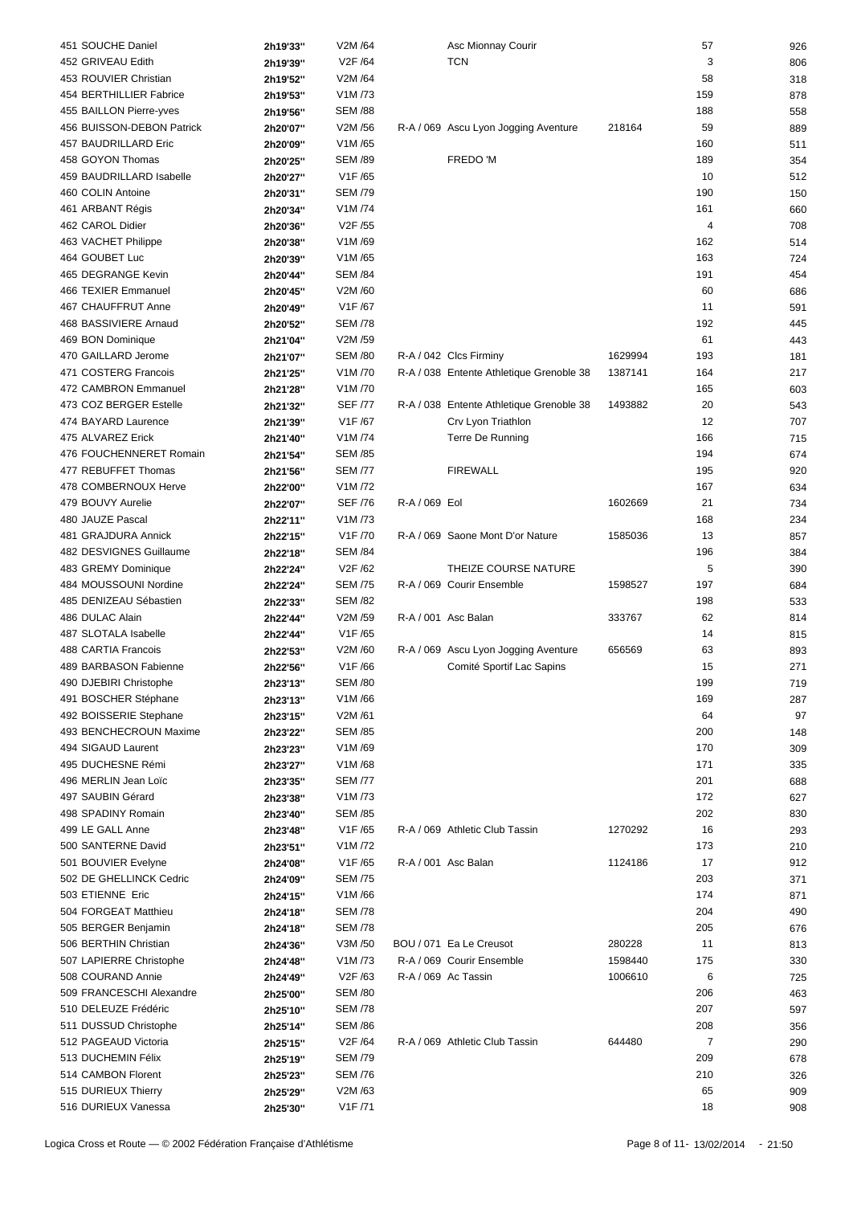| | | | | | | | |
|---|---|---|---|---|---|---|---|
| 451 SOUCHE Daniel | 2h19'33'' | V2M /64 | | Asc Mionnay Courir | | 57 | 926 |
| 452 GRIVEAU Edith | 2h19'39'' | V2F /64 | | TCN | | 3 | 806 |
| 453 ROUVIER Christian | 2h19'52'' | V2M /64 | | | | 58 | 318 |
| 454 BERTHILLIER Fabrice | 2h19'53'' | V1M /73 | | | | 159 | 878 |
| 455 BAILLON Pierre-yves | 2h19'56'' | SEM /88 | | | | 188 | 558 |
| 456 BUISSON-DEBON Patrick | 2h20'07'' | V2M /56 | R-A / 069 | Ascu Lyon Jogging Aventure | 218164 | 59 | 889 |
| 457 BAUDRILLARD Eric | 2h20'09'' | V1M /65 | | | | 160 | 511 |
| 458 GOYON Thomas | 2h20'25'' | SEM /89 | | FREDO 'M | | 189 | 354 |
| 459 BAUDRILLARD Isabelle | 2h20'27'' | V1F /65 | | | | 10 | 512 |
| 460 COLIN Antoine | 2h20'31'' | SEM /79 | | | | 190 | 150 |
| 461 ARBANT Régis | 2h20'34'' | V1M /74 | | | | 161 | 660 |
| 462 CAROL Didier | 2h20'36'' | V2F /55 | | | | 4 | 708 |
| 463 VACHET Philippe | 2h20'38'' | V1M /69 | | | | 162 | 514 |
| 464 GOUBET Luc | 2h20'39'' | V1M /65 | | | | 163 | 724 |
| 465 DEGRANGE Kevin | 2h20'44'' | SEM /84 | | | | 191 | 454 |
| 466 TEXIER Emmanuel | 2h20'45'' | V2M /60 | | | | 60 | 686 |
| 467 CHAUFFRUT Anne | 2h20'49'' | V1F /67 | | | | 11 | 591 |
| 468 BASSIVIERE Arnaud | 2h20'52'' | SEM /78 | | | | 192 | 445 |
| 469 BON Dominique | 2h21'04'' | V2M /59 | | | | 61 | 443 |
| 470 GAILLARD Jerome | 2h21'07'' | SEM /80 | R-A / 042 | Clcs Firminy | 1629994 | 193 | 181 |
| 471 COSTERG Francois | 2h21'25'' | V1M /70 | R-A / 038 | Entente Athletique Grenoble 38 | 1387141 | 164 | 217 |
| 472 CAMBRON Emmanuel | 2h21'28'' | V1M /70 | | | | 165 | 603 |
| 473 COZ BERGER Estelle | 2h21'32'' | SEF /77 | R-A / 038 | Entente Athletique Grenoble 38 | 1493882 | 20 | 543 |
| 474 BAYARD Laurence | 2h21'39'' | V1F /67 | | Crv Lyon Triathlon | | 12 | 707 |
| 475 ALVAREZ Erick | 2h21'40'' | V1M /74 | | Terre De Running | | 166 | 715 |
| 476 FOUCHENNERET Romain | 2h21'54'' | SEM /85 | | | | 194 | 674 |
| 477 REBUFFET Thomas | 2h21'56'' | SEM /77 | | FIREWALL | | 195 | 920 |
| 478 COMBERNOUX Herve | 2h22'00'' | V1M /72 | | | | 167 | 634 |
| 479 BOUVY Aurelie | 2h22'07'' | SEF /76 | R-A / 069 | Eol | 1602669 | 21 | 734 |
| 480 JAUZE Pascal | 2h22'11'' | V1M /73 | | | | 168 | 234 |
| 481 GRAJDURA Annick | 2h22'15'' | V1F /70 | R-A / 069 | Saone Mont D'or Nature | 1585036 | 13 | 857 |
| 482 DESVIGNES Guillaume | 2h22'18'' | SEM /84 | | | | 196 | 384 |
| 483 GREMY Dominique | 2h22'24'' | V2F /62 | | THEIZE COURSE NATURE | | 5 | 390 |
| 484 MOUSSOUNI Nordine | 2h22'24'' | SEM /75 | R-A / 069 | Courir Ensemble | 1598527 | 197 | 684 |
| 485 DENIZEAU Sébastien | 2h22'33'' | SEM /82 | | | | 198 | 533 |
| 486 DULAC Alain | 2h22'44'' | V2M /59 | R-A / 001 | Asc Balan | 333767 | 62 | 814 |
| 487 SLOTALA Isabelle | 2h22'44'' | V1F /65 | | | | 14 | 815 |
| 488 CARTIA Francois | 2h22'53'' | V2M /60 | R-A / 069 | Ascu Lyon Jogging Aventure | 656569 | 63 | 893 |
| 489 BARBASON Fabienne | 2h22'56'' | V1F /66 | | Comité Sportif Lac Sapins | | 15 | 271 |
| 490 DJEBIRI Christophe | 2h23'13'' | SEM /80 | | | | 199 | 719 |
| 491 BOSCHER Stéphane | 2h23'13'' | V1M /66 | | | | 169 | 287 |
| 492 BOISSERIE Stephane | 2h23'15'' | V2M /61 | | | | 64 | 97 |
| 493 BENCHECROUN Maxime | 2h23'22'' | SEM /85 | | | | 200 | 148 |
| 494 SIGAUD Laurent | 2h23'23'' | V1M /69 | | | | 170 | 309 |
| 495 DUCHESNE Rémi | 2h23'27'' | V1M /68 | | | | 171 | 335 |
| 496 MERLIN Jean Loïc | 2h23'35'' | SEM /77 | | | | 201 | 688 |
| 497 SAUBIN Gérard | 2h23'38'' | V1M /73 | | | | 172 | 627 |
| 498 SPADINY Romain | 2h23'40'' | SEM /85 | | | | 202 | 830 |
| 499 LE GALL Anne | 2h23'48'' | V1F /65 | R-A / 069 | Athletic Club Tassin | 1270292 | 16 | 293 |
| 500 SANTERNE David | 2h23'51'' | V1M /72 | | | | 173 | 210 |
| 501 BOUVIER Evelyne | 2h24'08'' | V1F /65 | R-A / 001 | Asc Balan | 1124186 | 17 | 912 |
| 502 DE GHELLINCK Cedric | 2h24'09'' | SEM /75 | | | | 203 | 371 |
| 503 ETIENNE Eric | 2h24'15'' | V1M /66 | | | | 174 | 871 |
| 504 FORGEAT Matthieu | 2h24'18'' | SEM /78 | | | | 204 | 490 |
| 505 BERGER Benjamin | 2h24'18'' | SEM /78 | | | | 205 | 676 |
| 506 BERTHIN Christian | 2h24'36'' | V3M /50 | BOU / 071 | Ea Le Creusot | 280228 | 11 | 813 |
| 507 LAPIERRE Christophe | 2h24'48'' | V1M /73 | R-A / 069 | Courir Ensemble | 1598440 | 175 | 330 |
| 508 COURAND Annie | 2h24'49'' | V2F /63 | R-A / 069 | Ac Tassin | 1006610 | 6 | 725 |
| 509 FRANCESCHI Alexandre | 2h25'00'' | SEM /80 | | | | 206 | 463 |
| 510 DELEUZE Frédéric | 2h25'10'' | SEM /78 | | | | 207 | 597 |
| 511 DUSSUD Christophe | 2h25'14'' | SEM /86 | | | | 208 | 356 |
| 512 PAGEAUD Victoria | 2h25'15'' | V2F /64 | R-A / 069 | Athletic Club Tassin | 644480 | 7 | 290 |
| 513 DUCHEMIN Félix | 2h25'19'' | SEM /79 | | | | 209 | 678 |
| 514 CAMBON Florent | 2h25'23'' | SEM /76 | | | | 210 | 326 |
| 515 DURIEUX Thierry | 2h25'29'' | V2M /63 | | | | 65 | 909 |
| 516 DURIEUX Vanessa | 2h25'30'' | V1F /71 | | | | 18 | 908 |

Logica Cross et Route — © 2002 Fédération Française d'Athlétisme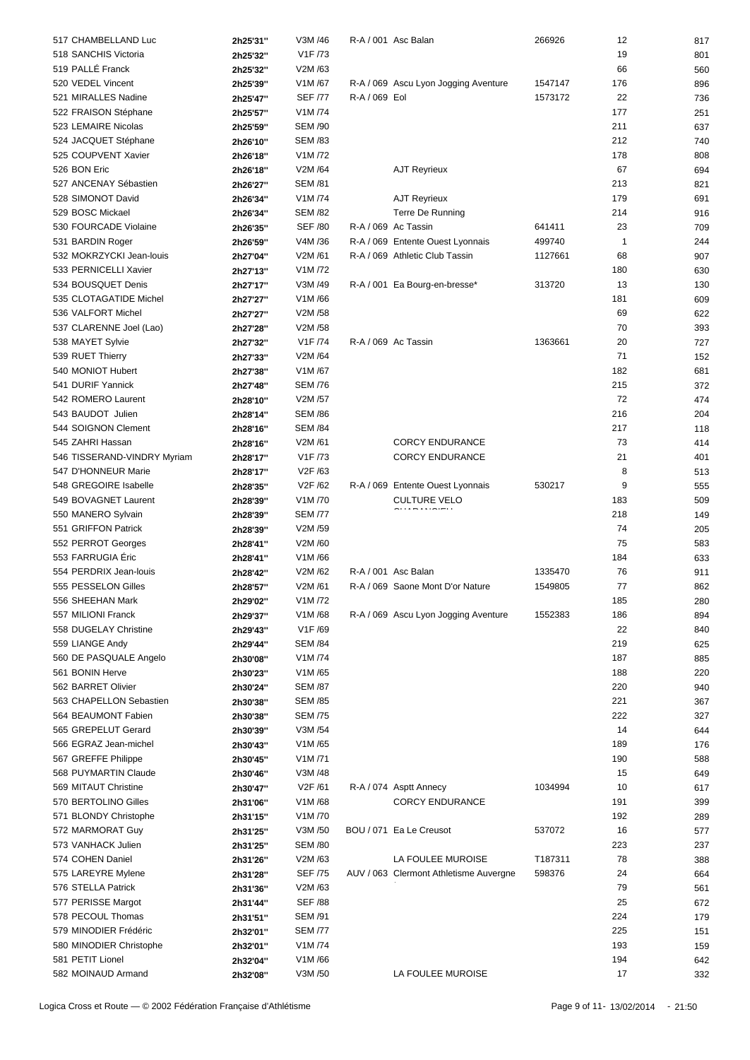| | | | | | | | |
|---|---|---|---|---|---|---|---|
| 517 CHAMBELLAND Luc | 2h25'31'' | V3M /46 | R-A / 001 | Asc Balan | 266926 | 12 | 817 |
| 518 SANCHIS Victoria | 2h25'32'' | V1F /73 | | | | 19 | 801 |
| 519 PALLÉ Franck | 2h25'32'' | V2M /63 | | | | 66 | 560 |
| 520 VEDEL Vincent | 2h25'39'' | V1M /67 | R-A / 069 | Ascu Lyon Jogging Aventure | 1547147 | 176 | 896 |
| 521 MIRALLES Nadine | 2h25'47'' | SEF /77 | R-A / 069 | Eol | 1573172 | 22 | 736 |
| 522 FRAISON Stéphane | 2h25'57'' | V1M /74 | | | | 177 | 251 |
| 523 LEMAIRE Nicolas | 2h25'59'' | SEM /90 | | | | 211 | 637 |
| 524 JACQUET Stéphane | 2h26'10'' | SEM /83 | | | | 212 | 740 |
| 525 COUPVENT Xavier | 2h26'18'' | V1M /72 | | | | 178 | 808 |
| 526 BON Eric | 2h26'18'' | V2M /64 | | AJT Reyrieux | | 67 | 694 |
| 527 ANCENAY Sébastien | 2h26'27'' | SEM /81 | | | | 213 | 821 |
| 528 SIMONOT David | 2h26'34'' | V1M /74 | | AJT Reyrieux | | 179 | 691 |
| 529 BOSC Mickael | 2h26'34'' | SEM /82 | | Terre De Running | | 214 | 916 |
| 530 FOURCADE Violaine | 2h26'35'' | SEF /80 | R-A / 069 | Ac Tassin | 641411 | 23 | 709 |
| 531 BARDIN Roger | 2h26'59'' | V4M /36 | R-A / 069 | Entente Ouest Lyonnais | 499740 | 1 | 244 |
| 532 MOKRZYCKI Jean-louis | 2h27'04'' | V2M /61 | R-A / 069 | Athletic Club Tassin | 1127661 | 68 | 907 |
| 533 PERNICELLI Xavier | 2h27'13'' | V1M /72 | | | | 180 | 630 |
| 534 BOUSQUET Denis | 2h27'17'' | V3M /49 | R-A / 001 | Ea Bourg-en-bresse* | 313720 | 13 | 130 |
| 535 CLOTAGATIDE Michel | 2h27'27'' | V1M /66 | | | | 181 | 609 |
| 536 VALFORT Michel | 2h27'27'' | V2M /58 | | | | 69 | 622 |
| 537 CLARENNE Joel (Lao) | 2h27'28'' | V2M /58 | | | | 70 | 393 |
| 538 MAYET Sylvie | 2h27'32'' | V1F /74 | R-A / 069 | Ac Tassin | 1363661 | 20 | 727 |
| 539 RUET Thierry | 2h27'33'' | V2M /64 | | | | 71 | 152 |
| 540 MONIOT Hubert | 2h27'38'' | V1M /67 | | | | 182 | 681 |
| 541 DURIF Yannick | 2h27'48'' | SEM /76 | | | | 215 | 372 |
| 542 ROMERO Laurent | 2h28'10'' | V2M /57 | | | | 72 | 474 |
| 543 BAUDOT Julien | 2h28'14'' | SEM /86 | | | | 216 | 204 |
| 544 SOIGNON Clement | 2h28'16'' | SEM /84 | | | | 217 | 118 |
| 545 ZAHRI Hassan | 2h28'16'' | V2M /61 | | CORCY ENDURANCE | | 73 | 414 |
| 546 TISSERAND-VINDRY Myriam | 2h28'17'' | V1F /73 | | CORCY ENDURANCE | | 21 | 401 |
| 547 D'HONNEUR Marie | 2h28'17'' | V2F /63 | | | | 8 | 513 |
| 548 GREGOIRE Isabelle | 2h28'35'' | V2F /62 | R-A / 069 | Entente Ouest Lyonnais | 530217 | 9 | 555 |
| 549 BOVAGNET Laurent | 2h28'39'' | V1M /70 | | CULTURE VELO CHARANCIEU | | 183 | 509 |
| 550 MANERO Sylvain | 2h28'39'' | SEM /77 | | | | 218 | 149 |
| 551 GRIFFON Patrick | 2h28'39'' | V2M /59 | | | | 74 | 205 |
| 552 PERROT Georges | 2h28'41'' | V2M /60 | | | | 75 | 583 |
| 553 FARRUGIA Éric | 2h28'41'' | V1M /66 | | | | 184 | 633 |
| 554 PERDRIX Jean-louis | 2h28'42'' | V2M /62 | R-A / 001 | Asc Balan | 1335470 | 76 | 911 |
| 555 PESSELON Gilles | 2h28'57'' | V2M /61 | R-A / 069 | Saone Mont D'or Nature | 1549805 | 77 | 862 |
| 556 SHEEHAN Mark | 2h29'02'' | V1M /72 | | | | 185 | 280 |
| 557 MILIONI Franck | 2h29'37'' | V1M /68 | R-A / 069 | Ascu Lyon Jogging Aventure | 1552383 | 186 | 894 |
| 558 DUGELAY Christine | 2h29'43'' | V1F /69 | | | | 22 | 840 |
| 559 LIANGE Andy | 2h29'44'' | SEM /84 | | | | 219 | 625 |
| 560 DE PASQUALE Angelo | 2h30'08'' | V1M /74 | | | | 187 | 885 |
| 561 BONIN Herve | 2h30'23'' | V1M /65 | | | | 188 | 220 |
| 562 BARRET Olivier | 2h30'24'' | SEM /87 | | | | 220 | 940 |
| 563 CHAPELLON Sebastien | 2h30'38'' | SEM /85 | | | | 221 | 367 |
| 564 BEAUMONT Fabien | 2h30'38'' | SEM /75 | | | | 222 | 327 |
| 565 GREPELUT Gerard | 2h30'39'' | V3M /54 | | | | 14 | 644 |
| 566 EGRAZ Jean-michel | 2h30'43'' | V1M /65 | | | | 189 | 176 |
| 567 GREFFE Philippe | 2h30'45'' | V1M /71 | | | | 190 | 588 |
| 568 PUYMARTIN Claude | 2h30'46'' | V3M /48 | | | | 15 | 649 |
| 569 MITAUT Christine | 2h30'47'' | V2F /61 | R-A / 074 | Asptt Annecy | 1034994 | 10 | 617 |
| 570 BERTOLINO Gilles | 2h31'06'' | V1M /68 | | CORCY ENDURANCE | | 191 | 399 |
| 571 BLONDY Christophe | 2h31'15'' | V1M /70 | | | | 192 | 289 |
| 572 MARMORAT Guy | 2h31'25'' | V3M /50 | BOU / 071 | Ea Le Creusot | 537072 | 16 | 577 |
| 573 VANHACK Julien | 2h31'25'' | SEM /80 | | | | 223 | 237 |
| 574 COHEN Daniel | 2h31'26'' | V2M /63 | | LA FOULEE MUROISE | T187311 | 78 | 388 |
| 575 LAREYRE Mylene | 2h31'28'' | SEF /75 | AUV / 063 | Clermont Athletisme Auvergne | 598376 | 24 | 664 |
| 576 STELLA Patrick | 2h31'36'' | V2M /63 | | | | 79 | 561 |
| 577 PERISSE Margot | 2h31'44'' | SEF /88 | | | | 25 | 672 |
| 578 PECOUL Thomas | 2h31'51'' | SEM /91 | | | | 224 | 179 |
| 579 MINODIER Frédéric | 2h32'01'' | SEM /77 | | | | 225 | 151 |
| 580 MINODIER Christophe | 2h32'01'' | V1M /74 | | | | 193 | 159 |
| 581 PETIT Lionel | 2h32'04'' | V1M /66 | | | | 194 | 642 |
| 582 MOINAUD Armand | 2h32'08'' | V3M /50 | | LA FOULEE MUROISE | | 17 | 332 |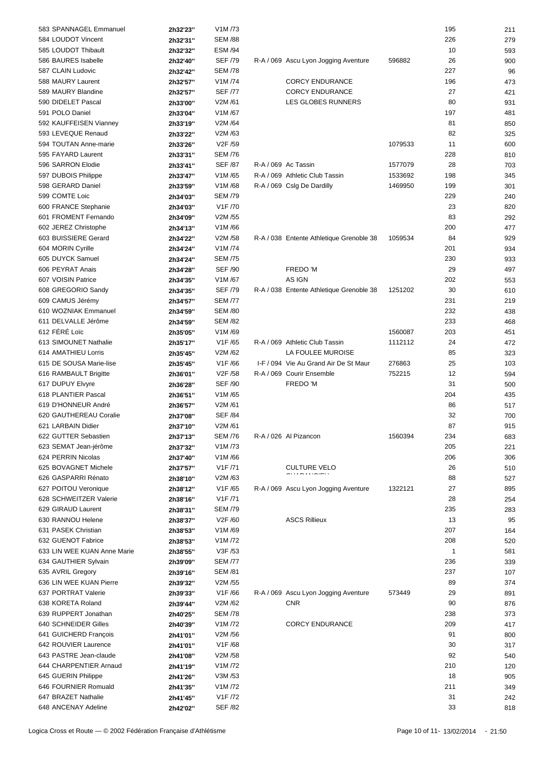| | | | | | | |
|---|---|---|---|---|---|---|
| 583 SPANNAGEL Emmanuel | 2h32'23'' | V1M /73 | | | 195 | 211 |
| 584 LOUDOT Vincent | 2h32'31'' | SEM /88 | | | 226 | 279 |
| 585 LOUDOT Thibault | 2h32'32'' | ESM /94 | | | 10 | 593 |
| 586 BAURES Isabelle | 2h32'40'' | SEF /79 | R-A / 069 Ascu Lyon Jogging Aventure | 596882 | 26 | 900 |
| 587 CLAIN Ludovic | 2h32'42'' | SEM /78 | | | 227 | 96 |
| 588 MAURY Laurent | 2h32'57'' | V1M /74 | CORCY ENDURANCE | | 196 | 473 |
| 589 MAURY Blandine | 2h32'57'' | SEF /77 | CORCY ENDURANCE | | 27 | 421 |
| 590 DIDELET Pascal | 2h33'00'' | V2M /61 | LES GLOBES RUNNERS | | 80 | 931 |
| 591 POLO Daniel | 2h33'04'' | V1M /67 | | | 197 | 481 |
| 592 KAUFFEISEN Vianney | 2h33'19'' | V2M /64 | | | 81 | 850 |
| 593 LEVEQUE Renaud | 2h33'22'' | V2M /63 | | | 82 | 325 |
| 594 TOUTAN Anne-marie | 2h33'26'' | V2F /59 | | 1079533 | 11 | 600 |
| 595 FAYARD Laurent | 2h33'31'' | SEM /76 | | | 228 | 810 |
| 596 SARRON Elodie | 2h33'41'' | SEF /87 | R-A / 069 Ac Tassin | 1577079 | 28 | 703 |
| 597 DUBOIS Philippe | 2h33'47'' | V1M /65 | R-A / 069 Athletic Club Tassin | 1533692 | 198 | 345 |
| 598 GERARD Daniel | 2h33'59'' | V1M /68 | R-A / 069 Cslg De Dardilly | 1469950 | 199 | 301 |
| 599 COMTE Loic | 2h34'03'' | SEM /79 | | | 229 | 240 |
| 600 FRANCE Stephanie | 2h34'03'' | V1F /70 | | | 23 | 820 |
| 601 FROMENT Fernando | 2h34'09'' | V2M /55 | | | 83 | 292 |
| 602 JEREZ Christophe | 2h34'13'' | V1M /66 | | | 200 | 477 |
| 603 BUISSIERE Gerard | 2h34'22'' | V2M /58 | R-A / 038 Entente Athletique Grenoble 38 | 1059534 | 84 | 929 |
| 604 MORIN Cyrille | 2h34'24'' | V1M /74 | | | 201 | 934 |
| 605 DUYCK Samuel | 2h34'24'' | SEM /75 | | | 230 | 933 |
| 606 PEYRAT Anais | 2h34'28'' | SEF /90 | FREDO 'M | | 29 | 497 |
| 607 VOISIN Patrice | 2h34'35'' | V1M /67 | AS IGN | | 202 | 553 |
| 608 GREGORIO Sandy | 2h34'35'' | SEF /79 | R-A / 038 Entente Athletique Grenoble 38 | 1251202 | 30 | 610 |
| 609 CAMUS Jérémy | 2h34'57'' | SEM /77 | | | 231 | 219 |
| 610 WOZNIAK Emmanuel | 2h34'59'' | SEM /80 | | | 232 | 438 |
| 611 DELVALLE Jérôme | 2h34'59'' | SEM /82 | | | 233 | 468 |
| 612 FÉRÉ Loïc | 2h35'05'' | V1M /69 | | 1560087 | 203 | 451 |
| 613 SIMOUNET Nathalie | 2h35'17'' | V1F /65 | R-A / 069 Athletic Club Tassin | 1112112 | 24 | 472 |
| 614 AMATHIEU Lorris | 2h35'45'' | V2M /62 | LA FOULEE MUROISE | | 85 | 323 |
| 615 DE SOUSA Marie-lise | 2h35'45'' | V1F /66 | I-F / 094 Vie Au Grand Air De St Maur | 276863 | 25 | 103 |
| 616 RAMBAULT Brigitte | 2h36'01'' | V2F /58 | R-A / 069 Courir Ensemble | 752215 | 12 | 594 |
| 617 DUPUY Elvyre | 2h36'28'' | SEF /90 | FREDO 'M | | 31 | 500 |
| 618 PLANTIER Pascal | 2h36'51'' | V1M /65 | | | 204 | 435 |
| 619 D'HONNEUR André | 2h36'57'' | V2M /61 | | | 86 | 517 |
| 620 GAUTHEREAU Coralie | 2h37'08'' | SEF /84 | | | 32 | 700 |
| 621 LARBAIN Didier | 2h37'10'' | V2M /61 | | | 87 | 915 |
| 622 GUTTER Sebastien | 2h37'13'' | SEM /76 | R-A / 026 Al Pizancon | 1560394 | 234 | 683 |
| 623 SEMAT Jean-jérôme | 2h37'32'' | V1M /73 | | | 205 | 221 |
| 624 PERRIN Nicolas | 2h37'40'' | V1M /66 | | | 206 | 306 |
| 625 BOVAGNET Michele | 2h37'57'' | V1F /71 | CULTURE VELO | | 26 | 510 |
| 626 GASPARRI Rénato | 2h38'10'' | V2M /63 | | | 88 | 527 |
| 627 POITOU Veronique | 2h38'12'' | V1F /65 | R-A / 069 Ascu Lyon Jogging Aventure | 1322121 | 27 | 895 |
| 628 SCHWEITZER Valerie | 2h38'16'' | V1F /71 | | | 28 | 254 |
| 629 GIRAUD Laurent | 2h38'31'' | SEM /79 | | | 235 | 283 |
| 630 RANNOU Helene | 2h38'37'' | V2F /60 | ASCS Rillieux | | 13 | 95 |
| 631 PASEK Christian | 2h38'53'' | V1M /69 | | | 207 | 164 |
| 632 GUENOT Fabrice | 2h38'53'' | V1M /72 | | | 208 | 520 |
| 633 LIN WEE KUAN Anne Marie | 2h38'55'' | V3F /53 | | | 1 | 581 |
| 634 GAUTHIER Sylvain | 2h39'09'' | SEM /77 | | | 236 | 339 |
| 635 AVRIL Gregory | 2h39'16'' | SEM /81 | | | 237 | 107 |
| 636 LIN WEE KUAN Pierre | 2h39'32'' | V2M /55 | | | 89 | 374 |
| 637 PORTRAT Valerie | 2h39'33'' | V1F /66 | R-A / 069 Ascu Lyon Jogging Aventure | 573449 | 29 | 891 |
| 638 KORETA Roland | 2h39'44'' | V2M /62 | CNR | | 90 | 876 |
| 639 RUPPERT Jonathan | 2h40'25'' | SEM /78 | | | 238 | 373 |
| 640 SCHNEIDER Gilles | 2h40'39'' | V1M /72 | CORCY ENDURANCE | | 209 | 417 |
| 641 GUICHERD François | 2h41'01'' | V2M /56 | | | 91 | 800 |
| 642 ROUVIER Laurence | 2h41'01'' | V1F /68 | | | 30 | 317 |
| 643 PASTRE Jean-claude | 2h41'08'' | V2M /58 | | | 92 | 540 |
| 644 CHARPENTIER Arnaud | 2h41'19'' | V1M /72 | | | 210 | 120 |
| 645 GUERIN Philippe | 2h41'26'' | V3M /53 | | | 18 | 905 |
| 646 FOURNIER Romuald | 2h41'35'' | V1M /72 | | | 211 | 349 |
| 647 BRAZET Nathalie | 2h41'45'' | V1F /72 | | | 31 | 242 |
| 648 ANCENAY Adeline | 2h42'02'' | SEF /82 | | | 33 | 818 |

Logica Cross et Route — © 2002 Fédération Française d'Athlétisme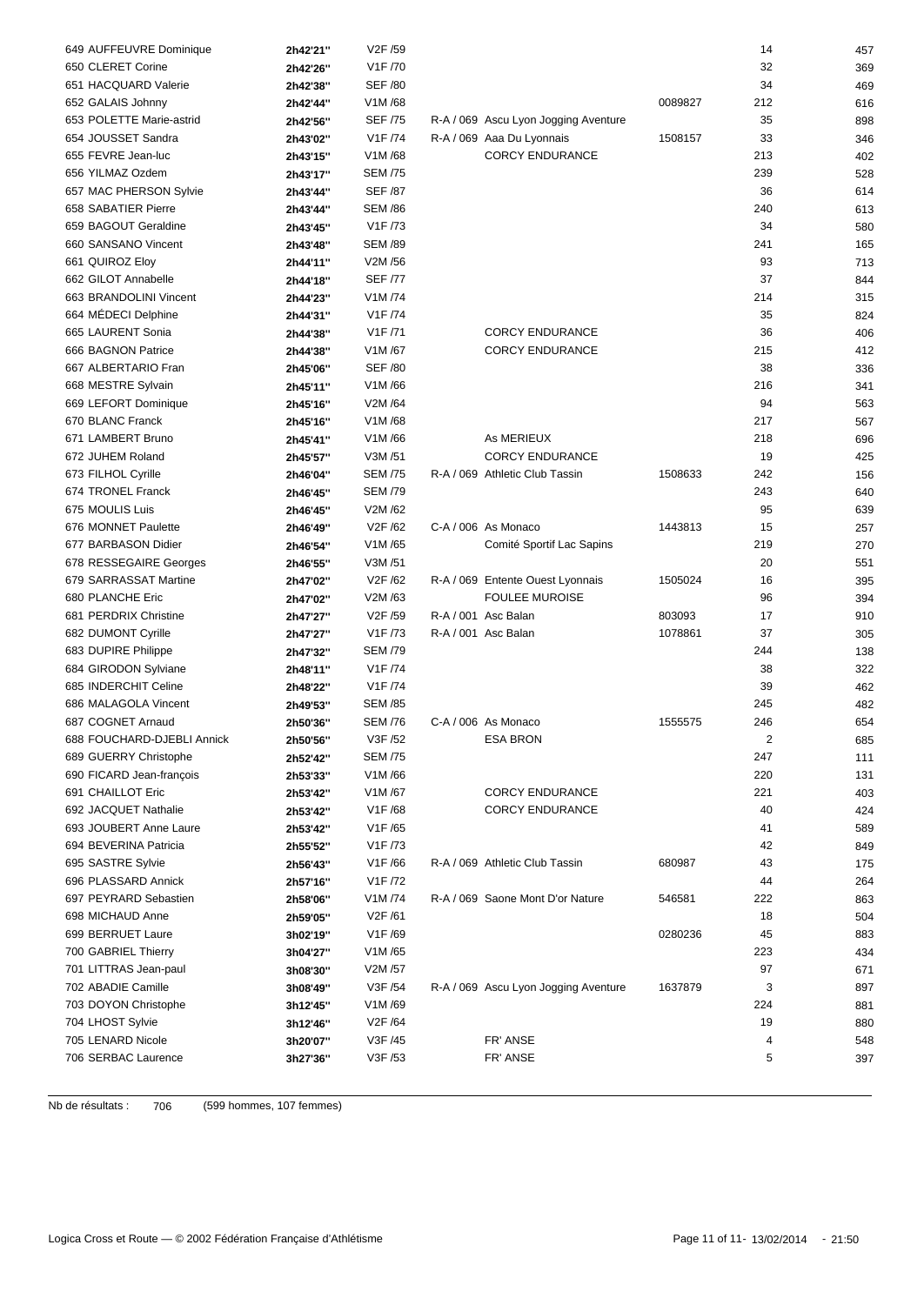| | | | | | | | |
|---|---|---|---|---|---|---|---|
| 649 AUFFEUVRE Dominique | 2h42'21'' | V2F /59 | | | | 14 | 457 |
| 650 CLERET Corine | 2h42'26'' | V1F /70 | | | | 32 | 369 |
| 651 HACQUARD Valerie | 2h42'38'' | SEF /80 | | | | 34 | 469 |
| 652 GALAIS Johnny | 2h42'44'' | V1M /68 | | | 0089827 | 212 | 616 |
| 653 POLETTE Marie-astrid | 2h42'56'' | SEF /75 | R-A / 069 | Ascu Lyon Jogging Aventure | | 35 | 898 |
| 654 JOUSSET Sandra | 2h43'02'' | V1F /74 | R-A / 069 | Aaa Du Lyonnais | 1508157 | 33 | 346 |
| 655 FEVRE Jean-luc | 2h43'15'' | V1M /68 | | CORCY ENDURANCE | | 213 | 402 |
| 656 YILMAZ Ozdem | 2h43'17'' | SEM /75 | | | | 239 | 528 |
| 657 MAC PHERSON Sylvie | 2h43'44'' | SEF /87 | | | | 36 | 614 |
| 658 SABATIER Pierre | 2h43'44'' | SEM /86 | | | | 240 | 613 |
| 659 BAGOUT Geraldine | 2h43'45'' | V1F /73 | | | | 34 | 580 |
| 660 SANSANO Vincent | 2h43'48'' | SEM /89 | | | | 241 | 165 |
| 661 QUIROZ Eloy | 2h44'11'' | V2M /56 | | | | 93 | 713 |
| 662 GILOT Annabelle | 2h44'18'' | SEF /77 | | | | 37 | 844 |
| 663 BRANDOLINI Vincent | 2h44'23'' | V1M /74 | | | | 214 | 315 |
| 664 MÉDECI Delphine | 2h44'31'' | V1F /74 | | | | 35 | 824 |
| 665 LAURENT Sonia | 2h44'38'' | V1F /71 | | CORCY ENDURANCE | | 36 | 406 |
| 666 BAGNON Patrice | 2h44'38'' | V1M /67 | | CORCY ENDURANCE | | 215 | 412 |
| 667 ALBERTARIO Fran | 2h45'06'' | SEF /80 | | | | 38 | 336 |
| 668 MESTRE Sylvain | 2h45'11'' | V1M /66 | | | | 216 | 341 |
| 669 LEFORT Dominique | 2h45'16'' | V2M /64 | | | | 94 | 563 |
| 670 BLANC Franck | 2h45'16'' | V1M /68 | | | | 217 | 567 |
| 671 LAMBERT Bruno | 2h45'41'' | V1M /66 | | As MERIEUX | | 218 | 696 |
| 672 JUHEM Roland | 2h45'57'' | V3M /51 | | CORCY ENDURANCE | | 19 | 425 |
| 673 FILHOL Cyrille | 2h46'04'' | SEM /75 | R-A / 069 | Athletic Club Tassin | 1508633 | 242 | 156 |
| 674 TRONEL Franck | 2h46'45'' | SEM /79 | | | | 243 | 640 |
| 675 MOULIS Luis | 2h46'45'' | V2M /62 | | | | 95 | 639 |
| 676 MONNET Paulette | 2h46'49'' | V2F /62 | C-A / 006 | As Monaco | 1443813 | 15 | 257 |
| 677 BARBASON Didier | 2h46'54'' | V1M /65 | | Comité Sportif Lac Sapins | | 219 | 270 |
| 678 RESSEGAIRE Georges | 2h46'55'' | V3M /51 | | | | 20 | 551 |
| 679 SARRASSAT Martine | 2h47'02'' | V2F /62 | R-A / 069 | Entente Ouest Lyonnais | 1505024 | 16 | 395 |
| 680 PLANCHE Eric | 2h47'02'' | V2M /63 | | FOULEE MUROISE | | 96 | 394 |
| 681 PERDRIX Christine | 2h47'27'' | V2F /59 | R-A / 001 | Asc Balan | 803093 | 17 | 910 |
| 682 DUMONT Cyrille | 2h47'27'' | V1F /73 | R-A / 001 | Asc Balan | 1078861 | 37 | 305 |
| 683 DUPIRE Philippe | 2h47'32'' | SEM /79 | | | | 244 | 138 |
| 684 GIRODON Sylviane | 2h48'11'' | V1F /74 | | | | 38 | 322 |
| 685 INDERCHIT Celine | 2h48'22'' | V1F /74 | | | | 39 | 462 |
| 686 MALAGOLA Vincent | 2h49'53'' | SEM /85 | | | | 245 | 482 |
| 687 COGNET Arnaud | 2h50'36'' | SEM /76 | C-A / 006 | As Monaco | 1555575 | 246 | 654 |
| 688 FOUCHARD-DJEBLI Annick | 2h50'56'' | V3F /52 | | ESA BRON | | 2 | 685 |
| 689 GUERRY Christophe | 2h52'42'' | SEM /75 | | | | 247 | 111 |
| 690 FICARD Jean-françois | 2h53'33'' | V1M /66 | | | | 220 | 131 |
| 691 CHAILLOT Eric | 2h53'42'' | V1M /67 | | CORCY ENDURANCE | | 221 | 403 |
| 692 JACQUET Nathalie | 2h53'42'' | V1F /68 | | CORCY ENDURANCE | | 40 | 424 |
| 693 JOUBERT Anne Laure | 2h53'42'' | V1F /65 | | | | 41 | 589 |
| 694 BEVERINA Patricia | 2h55'52'' | V1F /73 | | | | 42 | 849 |
| 695 SASTRE Sylvie | 2h56'43'' | V1F /66 | R-A / 069 | Athletic Club Tassin | 680987 | 43 | 175 |
| 696 PLASSARD Annick | 2h57'16'' | V1F /72 | | | | 44 | 264 |
| 697 PEYRARD Sebastien | 2h58'06'' | V1M /74 | R-A / 069 | Saone Mont D'or Nature | 546581 | 222 | 863 |
| 698 MICHAUD Anne | 2h59'05'' | V2F /61 | | | | 18 | 504 |
| 699 BERRUET Laure | 3h02'19'' | V1F /69 | | | 0280236 | 45 | 883 |
| 700 GABRIEL Thierry | 3h04'27'' | V1M /65 | | | | 223 | 434 |
| 701 LITTRAS Jean-paul | 3h08'30'' | V2M /57 | | | | 97 | 671 |
| 702 ABADIE Camille | 3h08'49'' | V3F /54 | R-A / 069 | Ascu Lyon Jogging Aventure | 1637879 | 3 | 897 |
| 703 DOYON Christophe | 3h12'45'' | V1M /69 | | | | 224 | 881 |
| 704 LHOST Sylvie | 3h12'46'' | V2F /64 | | | | 19 | 880 |
| 705 LENARD Nicole | 3h20'07'' | V3F /45 | | FR' ANSE | | 4 | 548 |
| 706 SERBAC Laurence | 3h27'36'' | V3F /53 | | FR' ANSE | | 5 | 397 |

Nb de résultats : 706 (599 hommes, 107 femmes)

Logica Cross et Route — © 2002 Fédération Française d'Athlétisme